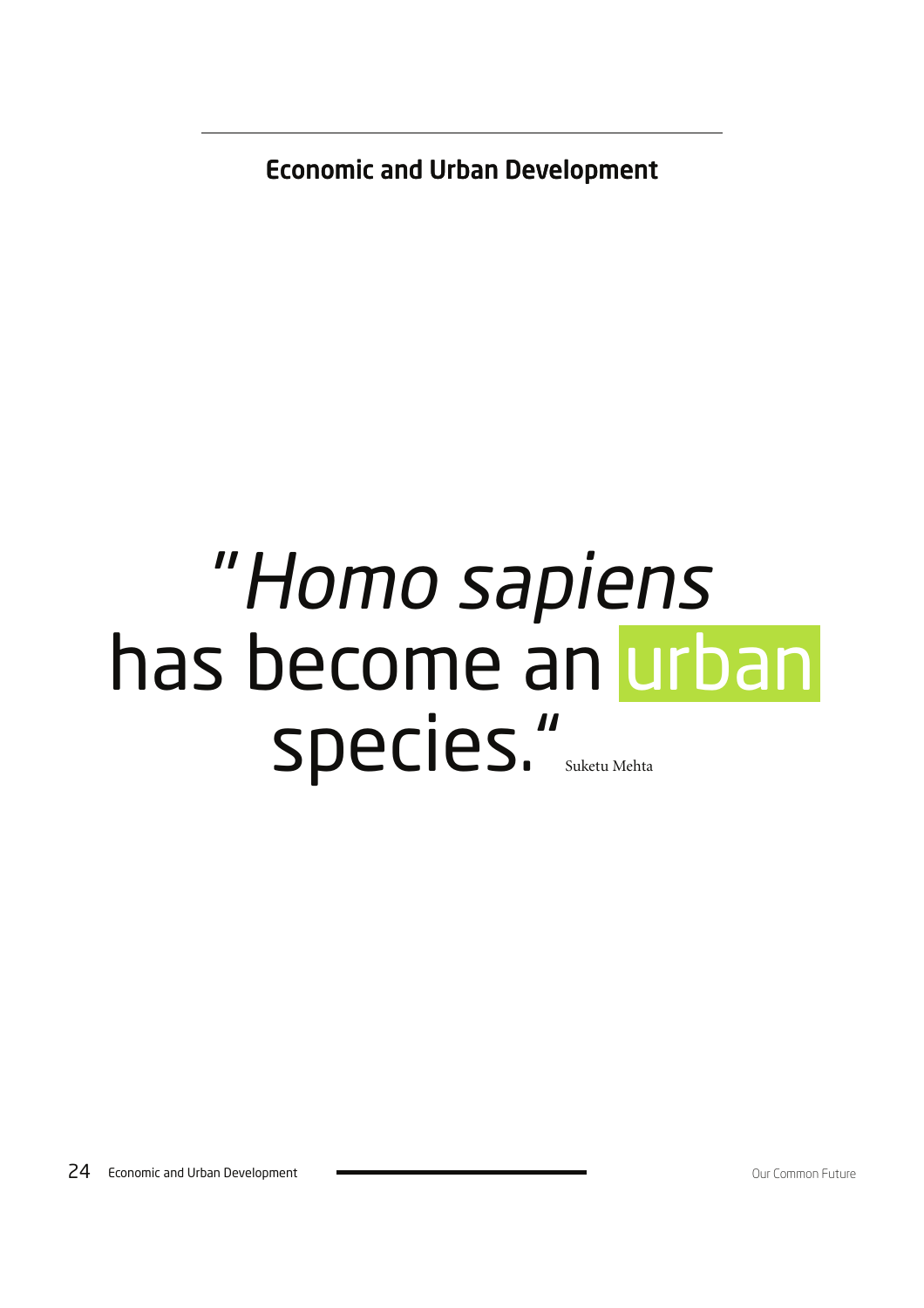# Economic and Urban Development

> "*Homo sapiens* has become an urban species."
>
> Suketu Mehta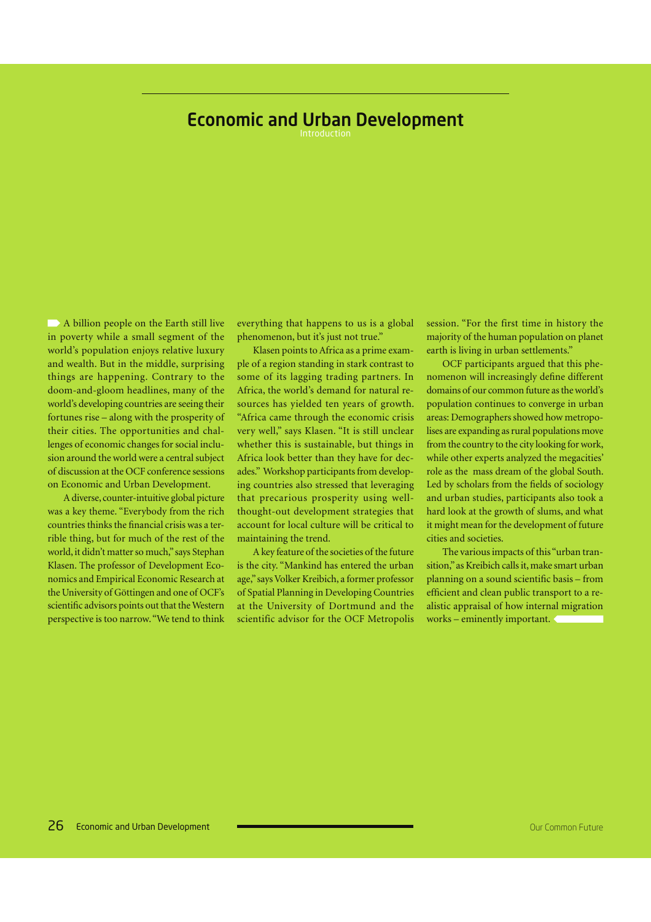# Economic and Urban Development

Introduction

A billion people on the Earth still live in poverty while a small segment of the world's population enjoys relative luxury and wealth. But in the middle, surprising things are happening. Contrary to the doom-and-gloom headlines, many of the world's developing countries are seeing their fortunes rise – along with the prosperity of their cities. The opportunities and challenges of economic changes for social inclusion around the world were a central subject of discussion at the OCF conference sessions on Economic and Urban Development.

A diverse, counter-intuitive global picture was a key theme. "Everybody from the rich countries thinks the financial crisis was a terrible thing, but for much of the rest of the world, it didn't matter so much," says Stephan Klasen. The professor of Development Economics and Empirical Economic Research at the University of Göttingen and one of OCF's scientific advisors points out that the Western perspective is too narrow. "We tend to think everything that happens to us is a global phenomenon, but it's just not true."

Klasen points to Africa as a prime example of a region standing in stark contrast to some of its lagging trading partners. In Africa, the world's demand for natural resources has yielded ten years of growth. "Africa came through the economic crisis very well," says Klasen. "It is still unclear whether this is sustainable, but things in Africa look better than they have for decades." Workshop participants from developing countries also stressed that leveraging that precarious prosperity using well-thought-out development strategies that account for local culture will be critical to maintaining the trend.

A key feature of the societies of the future is the city. "Mankind has entered the urban age," says Volker Kreibich, a former professor of Spatial Planning in Developing Countries at the University of Dortmund and the scientific advisor for the OCF Metropolis session. "For the first time in history the majority of the human population on planet earth is living in urban settlements."

OCF participants argued that this phenomenon will increasingly define different domains of our common future as the world's population continues to converge in urban areas: Demographers showed how metropolises are expanding as rural populations move from the country to the city looking for work, while other experts analyzed the megacities' role as the mass dream of the global South. Led by scholars from the fields of sociology and urban studies, participants also took a hard look at the growth of slums, and what it might mean for the development of future cities and societies.

The various impacts of this "urban transition," as Kreibich calls it, make smart urban planning on a sound scientific basis – from efficient and clean public transport to a realistic appraisal of how internal migration works – eminently important.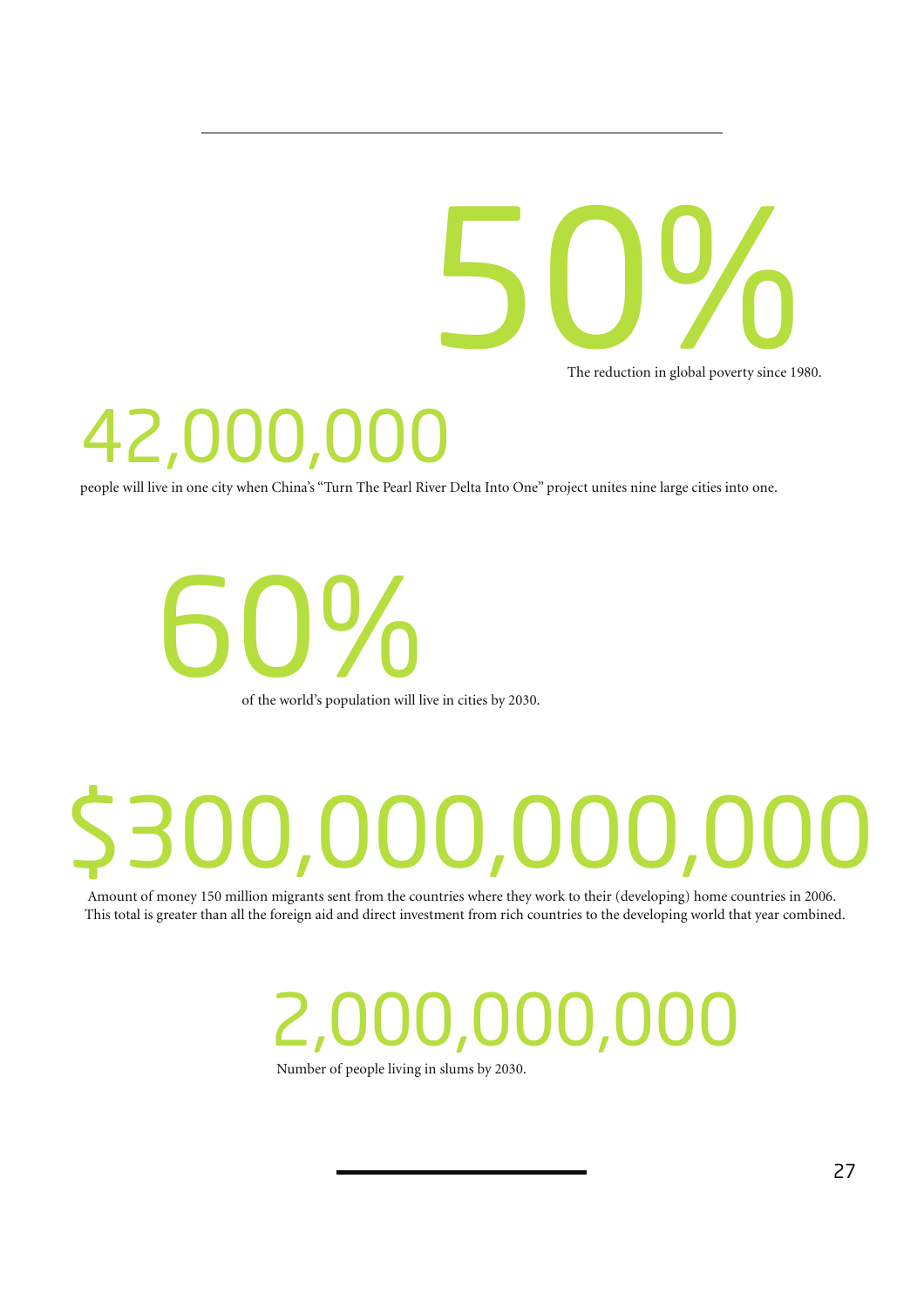# 50%

The reduction in global poverty since 1980.

# 42,000,000

people will live in one city when China's "Turn The Pearl River Delta Into One" project unites nine large cities into one.

# 60%

of the world's population will live in cities by 2030.

# $300,000,000,000

Amount of money 150 million migrants sent from the countries where they work to their (developing) home countries in 2006. This total is greater than all the foreign aid and direct investment from rich countries to the developing world that year combined.

# 2,000,000,000

Number of people living in slums by 2030.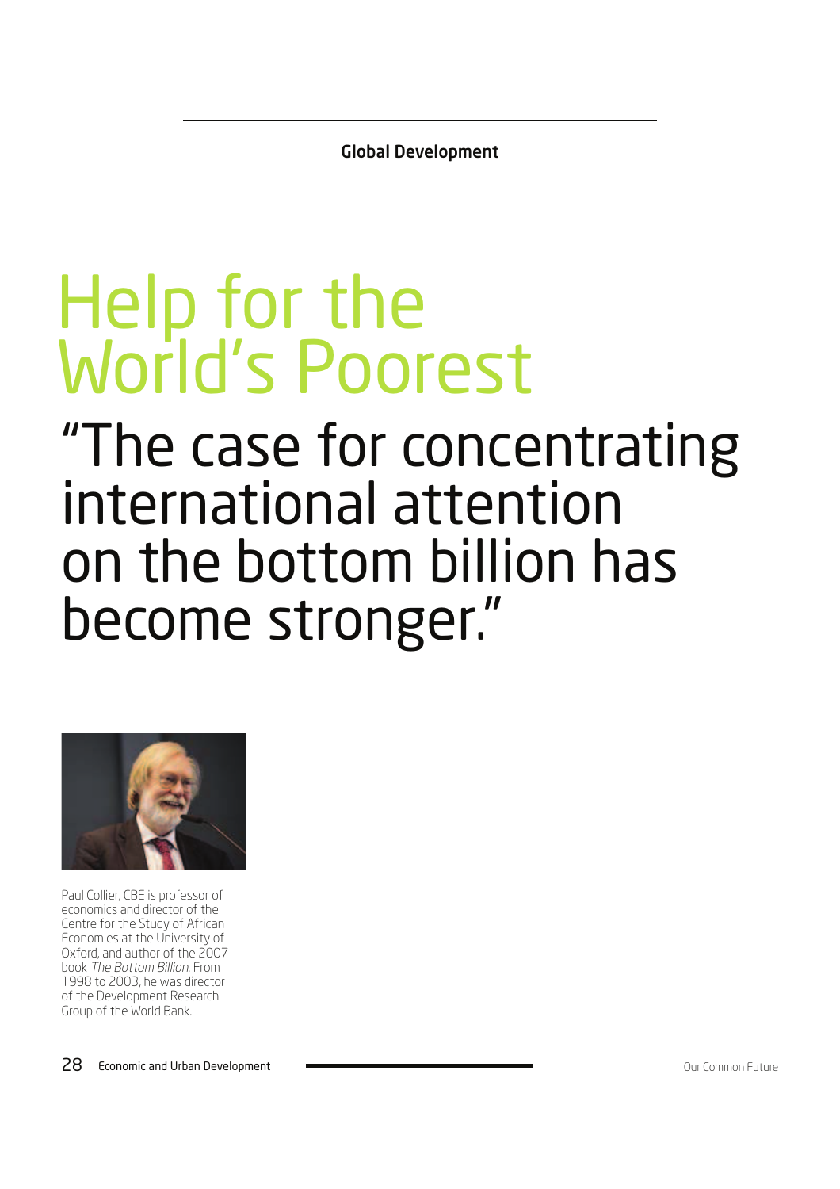Global Development

# Help for the World's Poorest

## "The case for concentrating international attention on the bottom billion has become stronger."

Paul Collier, CBE is professor of economics and director of the Centre for the Study of African Economies at the University of Oxford, and author of the 2007 book *The Bottom Billion*. From 1998 to 2003, he was director of the Development Research Group of the World Bank.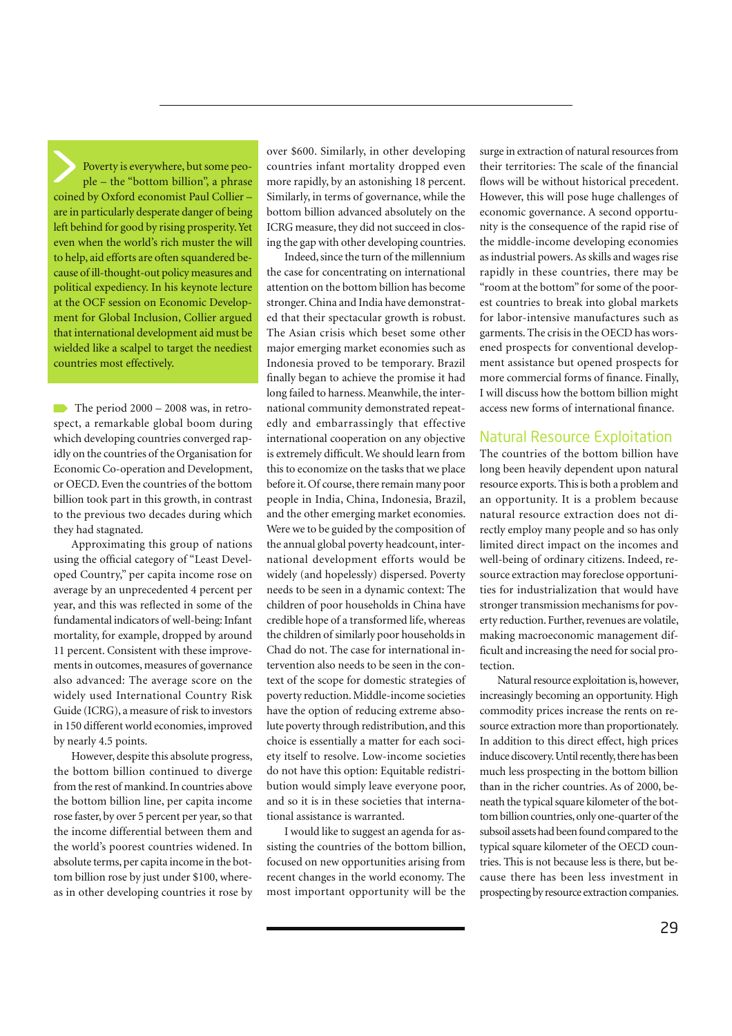> Poverty is everywhere, but some people – the "bottom billion", a phrase coined by Oxford economist Paul Collier – are in particularly desperate danger of being left behind for good by rising prosperity. Yet even when the world's rich muster the will to help, aid efforts are often squandered because of ill-thought-out policy measures and political expediency. In his keynote lecture at the OCF session on Economic Development for Global Inclusion, Collier argued that international development aid must be wielded like a scalpel to target the neediest countries most effectively.

The period 2000 – 2008 was, in retrospect, a remarkable global boom during which developing countries converged rapidly on the countries of the Organisation for Economic Co-operation and Development, or OECD. Even the countries of the bottom billion took part in this growth, in contrast to the previous two decades during which they had stagnated.

Approximating this group of nations using the official category of "Least Developed Country," per capita income rose on average by an unprecedented 4 percent per year, and this was reflected in some of the fundamental indicators of well-being: Infant mortality, for example, dropped by around 11 percent. Consistent with these improvements in outcomes, measures of governance also advanced: The average score on the widely used International Country Risk Guide (ICRG), a measure of risk to investors in 150 different world economies, improved by nearly 4.5 points.

However, despite this absolute progress, the bottom billion continued to diverge from the rest of mankind. In countries above the bottom billion line, per capita income rose faster, by over 5 percent per year, so that the income differential between them and the world's poorest countries widened. In absolute terms, per capita income in the bottom billion rose by just under $100, whereas in other developing countries it rose by over $600. Similarly, in other developing countries infant mortality dropped even more rapidly, by an astonishing 18 percent. Similarly, in terms of governance, while the bottom billion advanced absolutely on the ICRG measure, they did not succeed in closing the gap with other developing countries.

Indeed, since the turn of the millennium the case for concentrating on international attention on the bottom billion has become stronger. China and India have demonstrated that their spectacular growth is robust. The Asian crisis which beset some other major emerging market economies such as Indonesia proved to be temporary. Brazil finally began to achieve the promise it had long failed to harness. Meanwhile, the international community demonstrated repeatedly and embarrassingly that effective international cooperation on any objective is extremely difficult. We should learn from this to economize on the tasks that we place before it. Of course, there remain many poor people in India, China, Indonesia, Brazil, and the other emerging market economies. Were we to be guided by the composition of the annual global poverty headcount, international development efforts would be widely (and hopelessly) dispersed. Poverty needs to be seen in a dynamic context: The children of poor households in China have credible hope of a transformed life, whereas the children of similarly poor households in Chad do not. The case for international intervention also needs to be seen in the context of the scope for domestic strategies of poverty reduction. Middle-income societies have the option of reducing extreme absolute poverty through redistribution, and this choice is essentially a matter for each society itself to resolve. Low-income societies do not have this option: Equitable redistribution would simply leave everyone poor, and so it is in these societies that international assistance is warranted.

I would like to suggest an agenda for assisting the countries of the bottom billion, focused on new opportunities arising from recent changes in the world economy. The most important opportunity will be the surge in extraction of natural resources from their territories: The scale of the financial flows will be without historical precedent. However, this will pose huge challenges of economic governance. A second opportunity is the consequence of the rapid rise of the middle-income developing economies as industrial powers. As skills and wages rise rapidly in these countries, there may be "room at the bottom" for some of the poorest countries to break into global markets for labor-intensive manufactures such as garments. The crisis in the OECD has worsened prospects for conventional development assistance but opened prospects for more commercial forms of finance. Finally, I will discuss how the bottom billion might access new forms of international finance.

## Natural Resource Exploitation

The countries of the bottom billion have long been heavily dependent upon natural resource exports. This is both a problem and an opportunity. It is a problem because natural resource extraction does not directly employ many people and so has only limited direct impact on the incomes and well-being of ordinary citizens. Indeed, resource extraction may foreclose opportunities for industrialization that would have stronger transmission mechanisms for poverty reduction. Further, revenues are volatile, making macroeconomic management difficult and increasing the need for social protection.

Natural resource exploitation is, however, increasingly becoming an opportunity. High commodity prices increase the rents on resource extraction more than proportionately. In addition to this direct effect, high prices induce discovery. Until recently, there has been much less prospecting in the bottom billion than in the richer countries. As of 2000, beneath the typical square kilometer of the bottom billion countries, only one-quarter of the subsoil assets had been found compared to the typical square kilometer of the OECD countries. This is not because less is there, but because there has been less investment in prospecting by resource extraction companies.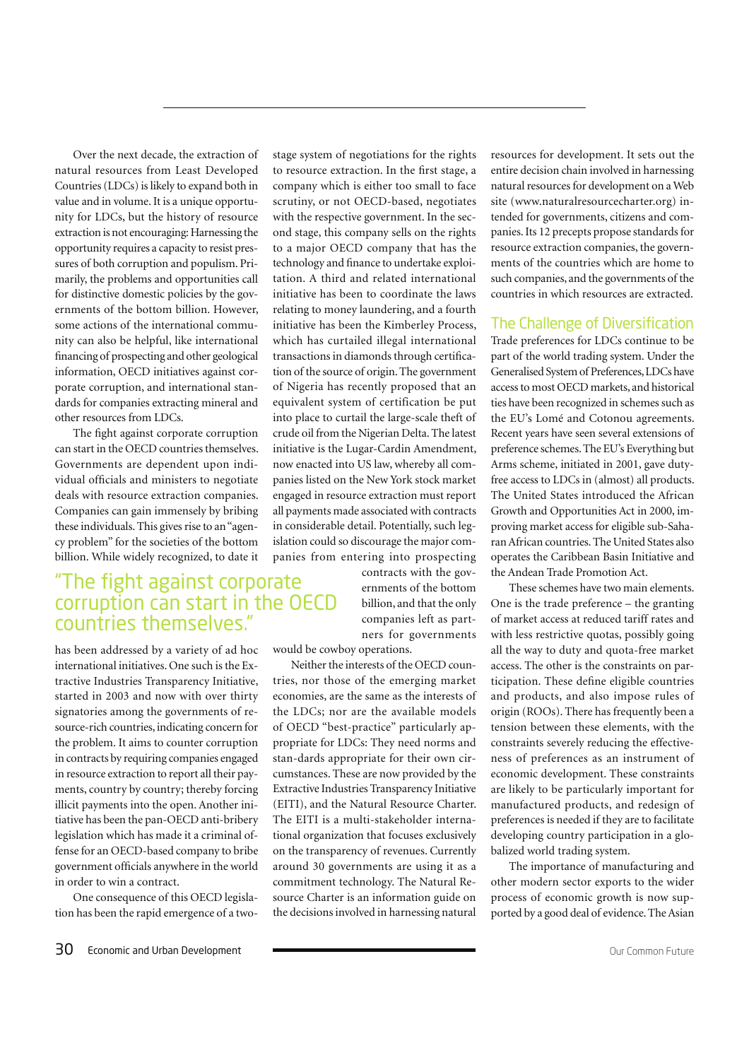Over the next decade, the extraction of natural resources from Least Developed Countries (LDCs) is likely to expand both in value and in volume. It is a unique opportunity for LDCs, but the history of resource extraction is not encouraging: Harnessing the opportunity requires a capacity to resist pressures of both corruption and populism. Primarily, the problems and opportunities call for distinctive domestic policies by the governments of the bottom billion. However, some actions of the international community can also be helpful, like international financing of prospecting and other geological information, OECD initiatives against corporate corruption, and international standards for companies extracting mineral and other resources from LDCs.

The fight against corporate corruption can start in the OECD countries themselves. Governments are dependent upon individual officials and ministers to negotiate deals with resource extraction companies. Companies can gain immensely by bribing these individuals. This gives rise to an "agency problem" for the societies of the bottom billion. While widely recognized, to date it has been addressed by a variety of ad hoc international initiatives. One such is the Extractive Industries Transparency Initiative, started in 2003 and now with over thirty signatories among the governments of resource-rich countries, indicating concern for the problem. It aims to counter corruption in contracts by requiring companies engaged in resource extraction to report all their payments, country by country; thereby forcing illicit payments into the open. Another initiative has been the pan-OECD anti-bribery legislation which has made it a criminal offense for an OECD-based company to bribe government officials anywhere in the world in order to win a contract.

> "The fight against corporate corruption can start in the OECD countries themselves."

One consequence of this OECD legislation has been the rapid emergence of a two-stage system of negotiations for the rights to resource extraction. In the first stage, a company which is either too small to face scrutiny, or not OECD-based, negotiates with the respective government. In the second stage, this company sells on the rights to a major OECD company that has the technology and finance to undertake exploitation. A third and related international initiative has been to coordinate the laws relating to money laundering, and a fourth initiative has been the Kimberley Process, which has curtailed illegal international transactions in diamonds through certification of the source of origin. The government of Nigeria has recently proposed that an equivalent system of certification be put into place to curtail the large-scale theft of crude oil from the Nigerian Delta. The latest initiative is the Lugar-Cardin Amendment, now enacted into US law, whereby all companies listed on the New York stock market engaged in resource extraction must report all payments made associated with contracts in considerable detail. Potentially, such legislation could so discourage the major companies from entering into prospecting contracts with the governments of the bottom billion, and that the only companies left as partners for governments would be cowboy operations.

Neither the interests of the OECD countries, nor those of the emerging market economies, are the same as the interests of the LDCs; nor are the available models of OECD "best-practice" particularly appropriate for LDCs: They need norms and stan-dards appropriate for their own circumstances. These are now provided by the Extractive Industries Transparency Initiative (EITI), and the Natural Resource Charter. The EITI is a multi-stakeholder international organization that focuses exclusively on the transparency of revenues. Currently around 30 governments are using it as a commitment technology. The Natural Resource Charter is an information guide on the decisions involved in harnessing natural resources for development. It sets out the entire decision chain involved in harnessing natural resources for development on a Web site (www.naturalresourcecharter.org) intended for governments, citizens and companies. Its 12 precepts propose standards for resource extraction companies, the governments of the countries which are home to such companies, and the governments of the countries in which resources are extracted.

## The Challenge of Diversification

Trade preferences for LDCs continue to be part of the world trading system. Under the Generalised System of Preferences, LDCs have access to most OECD markets, and historical ties have been recognized in schemes such as the EU's Lomé and Cotonou agreements. Recent years have seen several extensions of preference schemes. The EU's Everything but Arms scheme, initiated in 2001, gave duty-free access to LDCs in (almost) all products. The United States introduced the African Growth and Opportunities Act in 2000, improving market access for eligible sub-Saharan African countries. The United States also operates the Caribbean Basin Initiative and the Andean Trade Promotion Act.

These schemes have two main elements. One is the trade preference – the granting of market access at reduced tariff rates and with less restrictive quotas, possibly going all the way to duty and quota-free market access. The other is the constraints on participation. These define eligible countries and products, and also impose rules of origin (ROOs). There has frequently been a tension between these elements, with the constraints severely reducing the effectiveness of preferences as an instrument of economic development. These constraints are likely to be particularly important for manufactured products, and redesign of preferences is needed if they are to facilitate developing country participation in a globalized world trading system.

The importance of manufacturing and other modern sector exports to the wider process of economic growth is now supported by a good deal of evidence. The Asian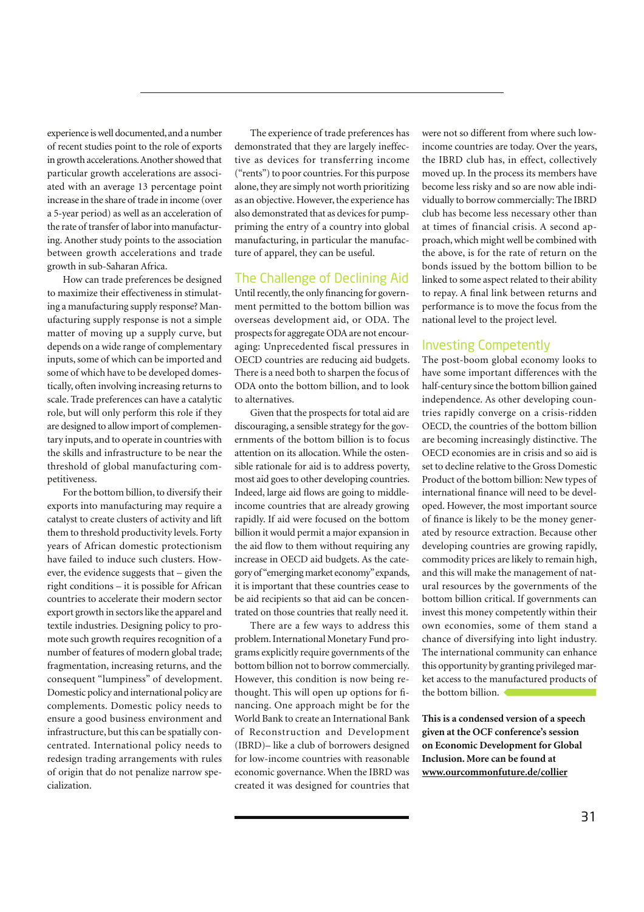experience is well documented, and a number of recent studies point to the role of exports in growth accelerations. Another showed that particular growth accelerations are associated with an average 13 percentage point increase in the share of trade in income (over a 5-year period) as well as an acceleration of the rate of transfer of labor into manufacturing. Another study points to the association between growth accelerations and trade growth in sub-Saharan Africa.

How can trade preferences be designed to maximize their effectiveness in stimulating a manufacturing supply response? Manufacturing supply response is not a simple matter of moving up a supply curve, but depends on a wide range of complementary inputs, some of which can be imported and some of which have to be developed domestically, often involving increasing returns to scale. Trade preferences can have a catalytic role, but will only perform this role if they are designed to allow import of complementary inputs, and to operate in countries with the skills and infrastructure to be near the threshold of global manufacturing competitiveness.

For the bottom billion, to diversify their exports into manufacturing may require a catalyst to create clusters of activity and lift them to threshold productivity levels. Forty years of African domestic protectionism have failed to induce such clusters. However, the evidence suggests that – given the right conditions – it is possible for African countries to accelerate their modern sector export growth in sectors like the apparel and textile industries. Designing policy to promote such growth requires recognition of a number of features of modern global trade; fragmentation, increasing returns, and the consequent "lumpiness" of development. Domestic policy and international policy are complements. Domestic policy needs to ensure a good business environment and infrastructure, but this can be spatially concentrated. International policy needs to redesign trading arrangements with rules of origin that do not penalize narrow specialization.

The experience of trade preferences has demonstrated that they are largely ineffective as devices for transferring income ("rents") to poor countries. For this purpose alone, they are simply not worth prioritizing as an objective. However, the experience has also demonstrated that as devices for pump-priming the entry of a country into global manufacturing, in particular the manufacture of apparel, they can be useful.

## The Challenge of Declining Aid

Until recently, the only financing for government permitted to the bottom billion was overseas development aid, or ODA. The prospects for aggregate ODA are not encouraging: Unprecedented fiscal pressures in OECD countries are reducing aid budgets. There is a need both to sharpen the focus of ODA onto the bottom billion, and to look to alternatives.

Given that the prospects for total aid are discouraging, a sensible strategy for the governments of the bottom billion is to focus attention on its allocation. While the ostensible rationale for aid is to address poverty, most aid goes to other developing countries. Indeed, large aid flows are going to middle-income countries that are already growing rapidly. If aid were focused on the bottom billion it would permit a major expansion in the aid flow to them without requiring any increase in OECD aid budgets. As the category of "emerging market economy" expands, it is important that these countries cease to be aid recipients so that aid can be concentrated on those countries that really need it.

There are a few ways to address this problem. International Monetary Fund programs explicitly require governments of the bottom billion not to borrow commercially. However, this condition is now being rethought. This will open up options for financing. One approach might be for the World Bank to create an International Bank of Reconstruction and Development (IBRD)– like a club of borrowers designed for low-income countries with reasonable economic governance. When the IBRD was created it was designed for countries that were not so different from where such low-income countries are today. Over the years, the IBRD club has, in effect, collectively moved up. In the process its members have become less risky and so are now able individually to borrow commercially: The IBRD club has become less necessary other than at times of financial crisis. A second approach, which might well be combined with the above, is for the rate of return on the bonds issued by the bottom billion to be linked to some aspect related to their ability to repay. A final link between returns and performance is to move the focus from the national level to the project level.

## Investing Competently

The post-boom global economy looks to have some important differences with the half-century since the bottom billion gained independence. As other developing countries rapidly converge on a crisis-ridden OECD, the countries of the bottom billion are becoming increasingly distinctive. The OECD economies are in crisis and so aid is set to decline relative to the Gross Domestic Product of the bottom billion: New types of international finance will need to be developed. However, the most important source of finance is likely to be the money generated by resource extraction. Because other developing countries are growing rapidly, commodity prices are likely to remain high, and this will make the management of natural resources by the governments of the bottom billion critical. If governments can invest this money competently within their own economies, some of them stand a chance of diversifying into light industry. The international community can enhance this opportunity by granting privileged market access to the manufactured products of the bottom billion.

**This is a condensed version of a speech given at the OCF conference's session on Economic Development for Global Inclusion. More can be found at www.ourcommonfuture.de/collier**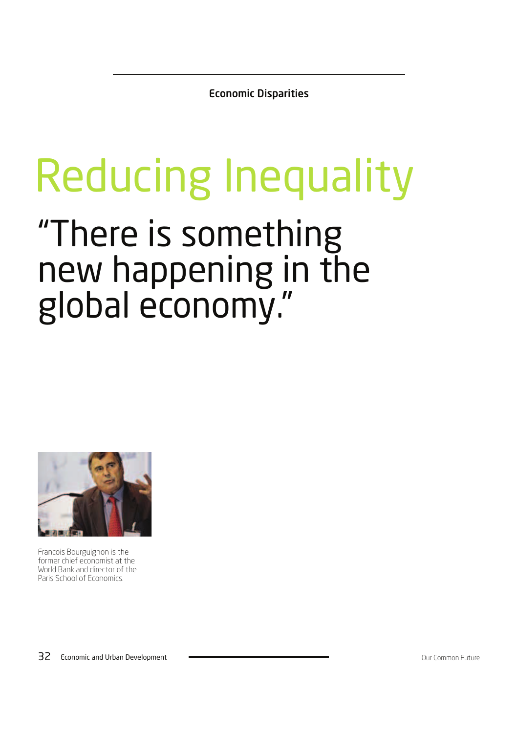Economic Disparities

# Reducing Inequality

## “There is something new happening in the global economy.”

Francois Bourguignon is the former chief economist at the World Bank and director of the Paris School of Economics.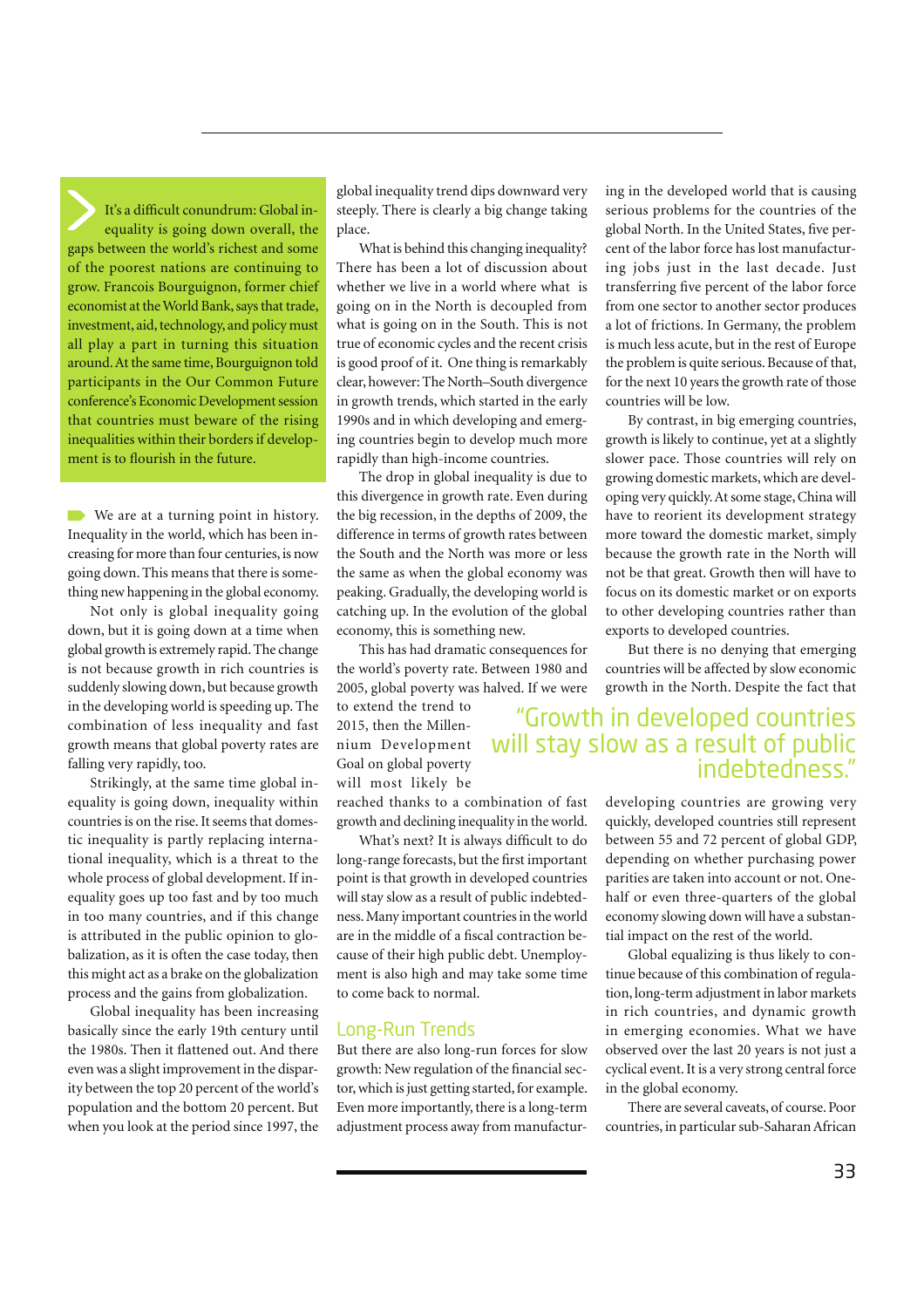It's a difficult conundrum: Global inequality is going down overall, the gaps between the world's richest and some of the poorest nations are continuing to grow. Francois Bourguignon, former chief economist at the World Bank, says that trade, investment, aid, technology, and policy must all play a part in turning this situation around. At the same time, Bourguignon told participants in the Our Common Future conference's Economic Development session that countries must beware of the rising inequalities within their borders if development is to flourish in the future.

We are at a turning point in history. Inequality in the world, which has been increasing for more than four centuries, is now going down. This means that there is something new happening in the global economy.

Not only is global inequality going down, but it is going down at a time when global growth is extremely rapid. The change is not because growth in rich countries is suddenly slowing down, but because growth in the developing world is speeding up. The combination of less inequality and fast growth means that global poverty rates are falling very rapidly, too.

Strikingly, at the same time global inequality is going down, inequality within countries is on the rise. It seems that domestic inequality is partly replacing international inequality, which is a threat to the whole process of global development. If inequality goes up too fast and by too much in too many countries, and if this change is attributed in the public opinion to globalization, as it is often the case today, then this might act as a brake on the globalization process and the gains from globalization.

Global inequality has been increasing basically since the early 19th century until the 1980s. Then it flattened out. And there even was a slight improvement in the disparity between the top 20 percent of the world's population and the bottom 20 percent. But when you look at the period since 1997, the global inequality trend dips downward very steeply. There is clearly a big change taking place.

What is behind this changing inequality? There has been a lot of discussion about whether we live in a world where what is going on in the North is decoupled from what is going on in the South. This is not true of economic cycles and the recent crisis is good proof of it. One thing is remarkably clear, however: The North–South divergence in growth trends, which started in the early 1990s and in which developing and emerging countries begin to develop much more rapidly than high-income countries.

The drop in global inequality is due to this divergence in growth rate. Even during the big recession, in the depths of 2009, the difference in terms of growth rates between the South and the North was more or less the same as when the global economy was peaking. Gradually, the developing world is catching up. In the evolution of the global economy, this is something new.

This has had dramatic consequences for the world's poverty rate. Between 1980 and 2005, global poverty was halved. If we were to extend the trend to 2015, then the Millennium Development Goal on global poverty will most likely be reached thanks to a combination of fast growth and declining inequality in the world.

What's next? It is always difficult to do long-range forecasts, but the first important point is that growth in developed countries will stay slow as a result of public indebtedness. Many important countries in the world are in the middle of a fiscal contraction because of their high public debt. Unemployment is also high and may take some time to come back to normal.

## Long-Run Trends

But there are also long-run forces for slow growth: New regulation of the financial sector, which is just getting started, for example. Even more importantly, there is a long-term adjustment process away from manufacturing in the developed world that is causing serious problems for the countries of the global North. In the United States, five percent of the labor force has lost manufacturing jobs just in the last decade. Just transferring five percent of the labor force from one sector to another sector produces a lot of frictions. In Germany, the problem is much less acute, but in the rest of Europe the problem is quite serious. Because of that, for the next 10 years the growth rate of those countries will be low.

By contrast, in big emerging countries, growth is likely to continue, yet at a slightly slower pace. Those countries will rely on growing domestic markets, which are developing very quickly. At some stage, China will have to reorient its development strategy more toward the domestic market, simply because the growth rate in the North will not be that great. Growth then will have to focus on its domestic market or on exports to other developing countries rather than exports to developed countries.

But there is no denying that emerging countries will be affected by slow economic growth in the North. Despite the fact that developing countries are growing very quickly, developed countries still represent between 55 and 72 percent of global GDP, depending on whether purchasing power parities are taken into account or not. One-half or even three-quarters of the global economy slowing down will have a substantial impact on the rest of the world.

> "Growth in developed countries will stay slow as a result of public indebtedness."

Global equalizing is thus likely to continue because of this combination of regulation, long-term adjustment in labor markets in rich countries, and dynamic growth in emerging economies. What we have observed over the last 20 years is not just a cyclical event. It is a very strong central force in the global economy.

There are several caveats, of course. Poor countries, in particular sub-Saharan African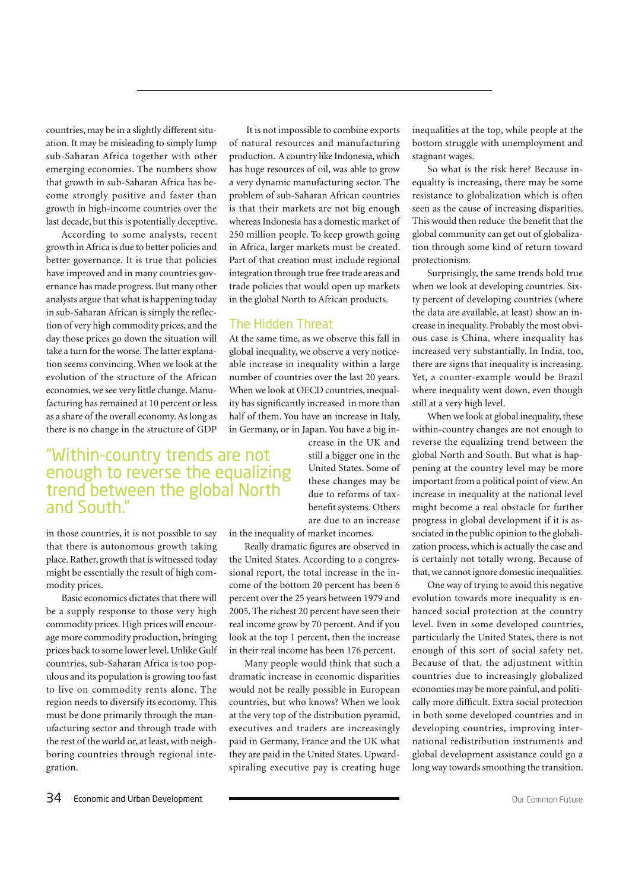countries, may be in a slightly different situation. It may be misleading to simply lump sub-Saharan Africa together with other emerging economies. The numbers show that growth in sub-Saharan Africa has become strongly positive and faster than growth in high-income countries over the last decade, but this is potentially deceptive.

According to some analysts, recent growth in Africa is due to better policies and better governance. It is true that policies have improved and in many countries governance has made progress. But many other analysts argue that what is happening today in sub-Saharan African is simply the reflection of very high commodity prices, and the day those prices go down the situation will take a turn for the worse. The latter explanation seems convincing. When we look at the evolution of the structure of the African economies, we see very little change. Manufacturing has remained at 10 percent or less as a share of the overall economy. As long as there is no change in the structure of GDP in those countries, it is not possible to say that there is autonomous growth taking place. Rather, growth that is witnessed today might be essentially the result of high commodity prices.

Basic economics dictates that there will be a supply response to those very high commodity prices. High prices will encourage more commodity production, bringing prices back to some lower level. Unlike Gulf countries, sub-Saharan Africa is too populous and its population is growing too fast to live on commodity rents alone. The region needs to diversify its economy. This must be done primarily through the manufacturing sector and through trade with the rest of the world or, at least, with neighboring countries through regional integration.

It is not impossible to combine exports of natural resources and manufacturing production. A country like Indonesia, which has huge resources of oil, was able to grow a very dynamic manufacturing sector. The problem of sub-Saharan African countries is that their markets are not big enough whereas Indonesia has a domestic market of 250 million people. To keep growth going in Africa, larger markets must be created. Part of that creation must include regional integration through true free trade areas and trade policies that would open up markets in the global North to African products.

## The Hidden Threat

At the same time, as we observe this fall in global inequality, we observe a very noticeable increase in inequality within a large number of countries over the last 20 years. When we look at OECD countries, inequality has significantly increased in more than half of them. You have an increase in Italy, in Germany, or in Japan. You have a big increase in the UK and still a bigger one in the United States. Some of these changes may be due to reforms of tax-benefit systems. Others are due to an increase in the inequality of market incomes.

> "Within-country trends are not enough to reverse the equalizing trend between the global North and South."

Really dramatic figures are observed in the United States. According to a congressional report, the total increase in the income of the bottom 20 percent has been 6 percent over the 25 years between 1979 and 2005. The richest 20 percent have seen their real income grow by 70 percent. And if you look at the top 1 percent, then the increase in their real income has been 176 percent.

Many people would think that such a dramatic increase in economic disparities would not be really possible in European countries, but who knows? When we look at the very top of the distribution pyramid, executives and traders are increasingly paid in Germany, France and the UK what they are paid in the United States. Upward-spiraling executive pay is creating huge inequalities at the top, while people at the bottom struggle with unemployment and stagnant wages.

So what is the risk here? Because inequality is increasing, there may be some resistance to globalization which is often seen as the cause of increasing disparities. This would then reduce the benefit that the global community can get out of globalization through some kind of return toward protectionism.

Surprisingly, the same trends hold true when we look at developing countries. Sixty percent of developing countries (where the data are available, at least) show an increase in inequality. Probably the most obvious case is China, where inequality has increased very substantially. In India, too, there are signs that inequality is increasing. Yet, a counter-example would be Brazil where inequality went down, even though still at a very high level.

When we look at global inequality, these within-country changes are not enough to reverse the equalizing trend between the global North and South. But what is happening at the country level may be more important from a political point of view. An increase in inequality at the national level might become a real obstacle for further progress in global development if it is associated in the public opinion to the globalization process, which is actually the case and is certainly not totally wrong. Because of that, we cannot ignore domestic inequalities.

One way of trying to avoid this negative evolution towards more inequality is enhanced social protection at the country level. Even in some developed countries, particularly the United States, there is not enough of this sort of social safety net. Because of that, the adjustment within countries due to increasingly globalized economies may be more painful, and politically more difficult. Extra social protection in both some developed countries and in developing countries, improving international redistribution instruments and global development assistance could go a long way towards smoothing the transition.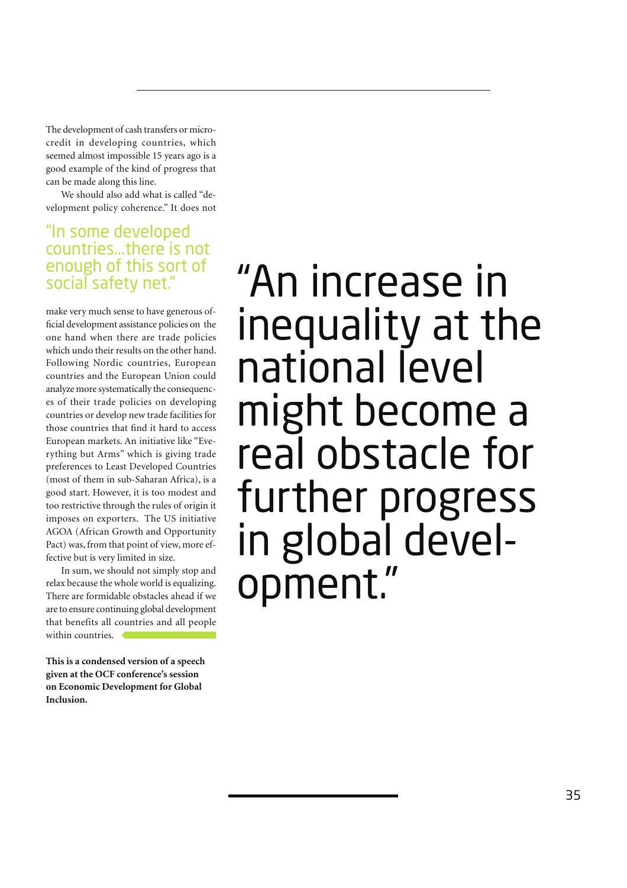The development of cash transfers or microcredit in developing countries, which seemed almost impossible 15 years ago is a good example of the kind of progress that can be made along this line.

We should also add what is called "development policy coherence." It does not make very much sense to have generous official development assistance policies on the one hand when there are trade policies which undo their results on the other hand. Following Nordic countries, European countries and the European Union could analyze more systematically the consequences of their trade policies on developing countries or develop new trade facilities for those countries that find it hard to access European markets. An initiative like "Everything but Arms" which is giving trade preferences to Least Developed Countries (most of them in sub-Saharan Africa), is a good start. However, it is too modest and too restrictive through the rules of origin it imposes on exporters. The US initiative AGOA (African Growth and Opportunity Pact) was, from that point of view, more effective but is very limited in size.

> "In some developed countries…there is not enough of this sort of social safety net."

In sum, we should not simply stop and relax because the whole world is equalizing. There are formidable obstacles ahead if we are to ensure continuing global development that benefits all countries and all people within countries.

**This is a condensed version of a speech given at the OCF conference's session on Economic Development for Global Inclusion.**

> "An increase in inequality at the national level might become a real obstacle for further progress in global development."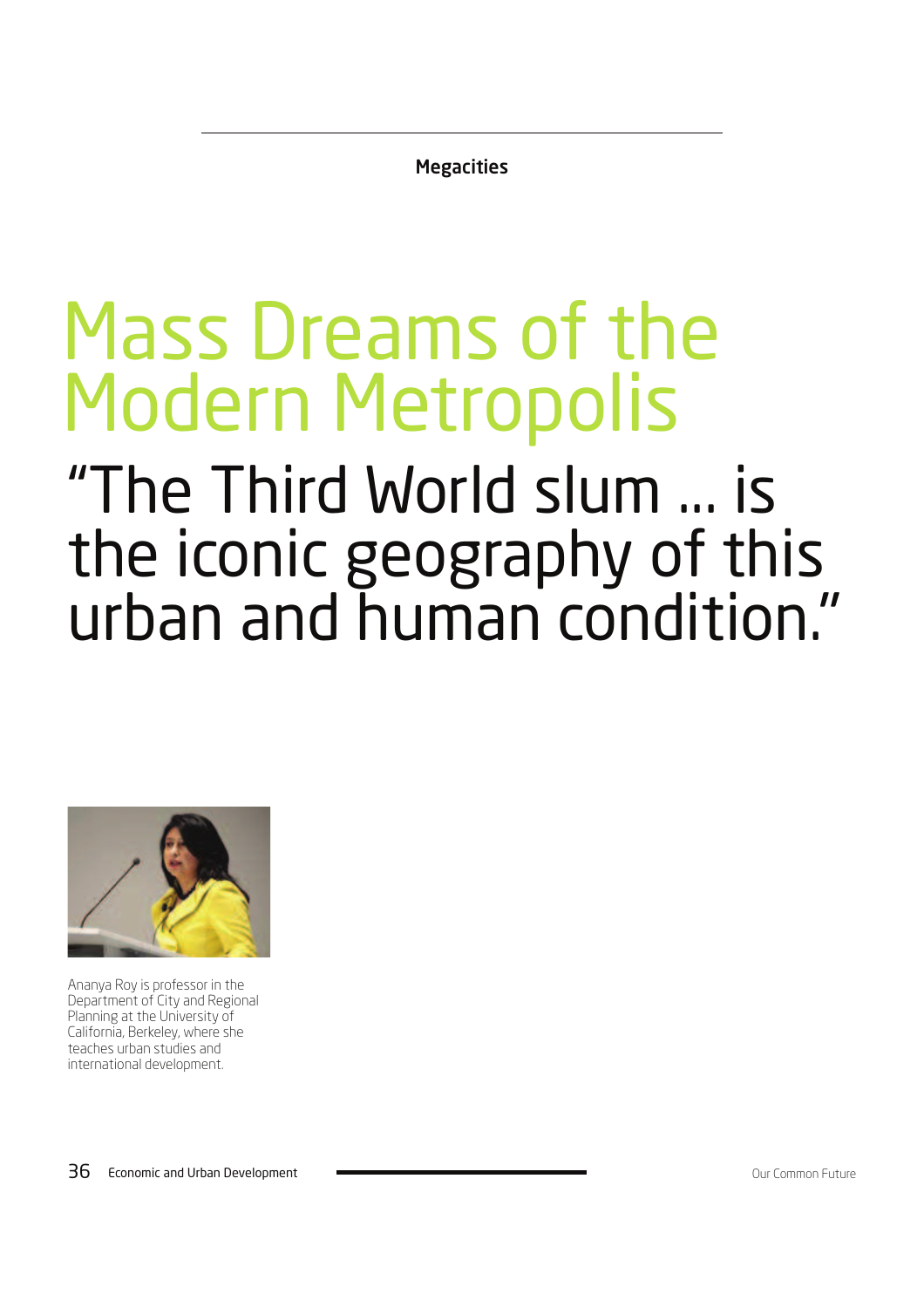Megacities

# Mass Dreams of the Modern Metropolis

## "The Third World slum … is the iconic geography of this urban and human condition."

Ananya Roy is professor in the Department of City and Regional Planning at the University of California, Berkeley, where she teaches urban studies and international development.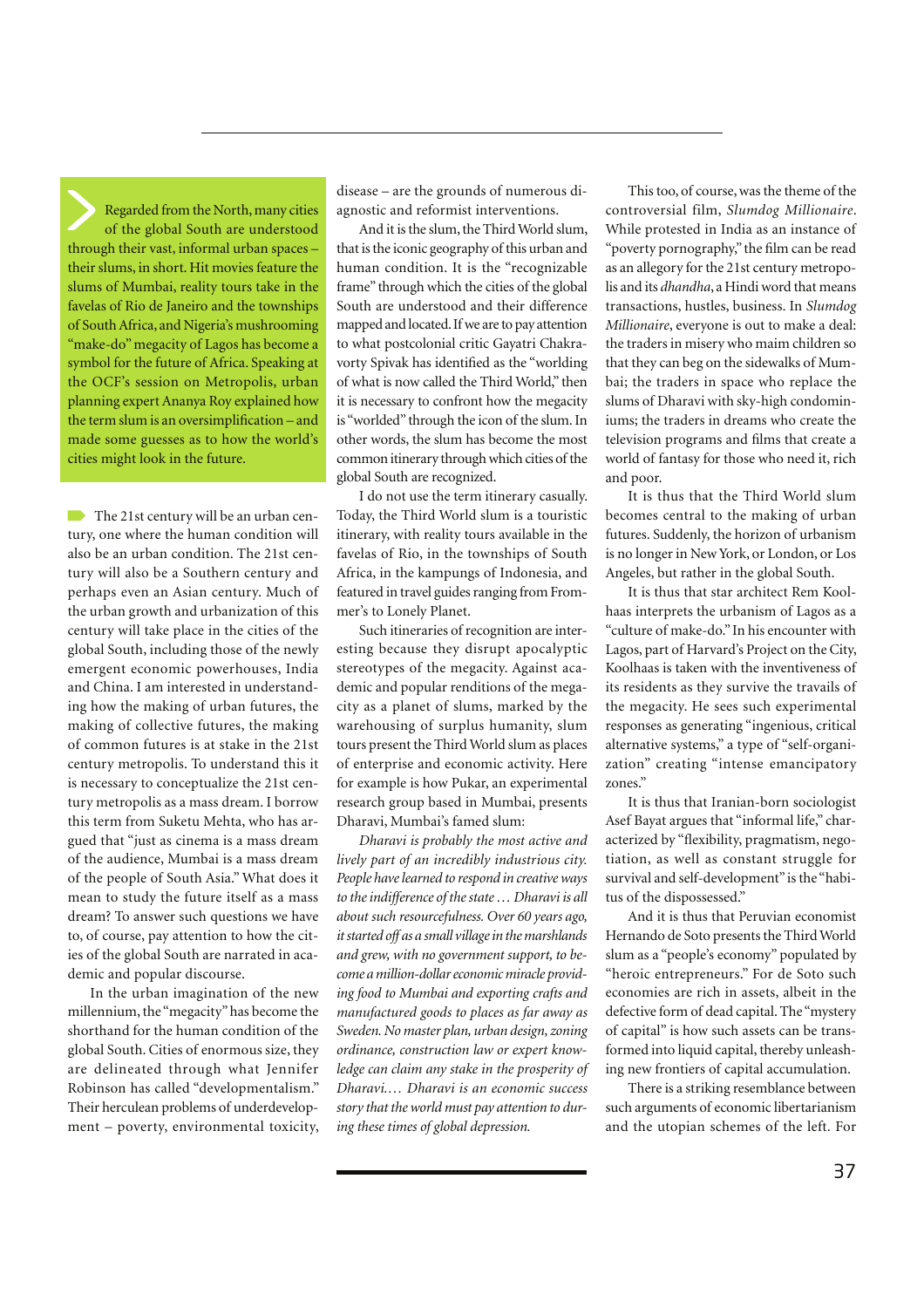**Regarded from the North, many cities of the global South are understood through their vast, informal urban spaces – their slums, in short. Hit movies feature the slums of Mumbai, reality tours take in the favelas of Rio de Janeiro and the townships of South Africa, and Nigeria's mushrooming "make-do" megacity of Lagos has become a symbol for the future of Africa. Speaking at the OCF's session on Metropolis, urban planning expert Ananya Roy explained how the term slum is an oversimplification – and made some guesses as to how the world's cities might look in the future.**

The 21st century will be an urban century, one where the human condition will also be an urban condition. The 21st century will also be a Southern century and perhaps even an Asian century. Much of the urban growth and urbanization of this century will take place in the cities of the global South, including those of the newly emergent economic powerhouses, India and China. I am interested in understanding how the making of urban futures, the making of collective futures, the making of common futures is at stake in the 21st century metropolis. To understand this it is necessary to conceptualize the 21st century metropolis as a mass dream. I borrow this term from Suketu Mehta, who has argued that "just as cinema is a mass dream of the audience, Mumbai is a mass dream of the people of South Asia." What does it mean to study the future itself as a mass dream? To answer such questions we have to, of course, pay attention to how the cities of the global South are narrated in academic and popular discourse.

In the urban imagination of the new millennium, the "megacity" has become the shorthand for the human condition of the global South. Cities of enormous size, they are delineated through what Jennifer Robinson has called "developmentalism." Their herculean problems of underdevelopment – poverty, environmental toxicity, disease – are the grounds of numerous diagnostic and reformist interventions.

And it is the slum, the Third World slum, that is the iconic geography of this urban and human condition. It is the "recognizable frame" through which the cities of the global South are understood and their difference mapped and located. If we are to pay attention to what postcolonial critic Gayatri Chakravorty Spivak has identified as the "worlding of what is now called the Third World," then it is necessary to confront how the megacity is "worlded" through the icon of the slum. In other words, the slum has become the most common itinerary through which cities of the global South are recognized.

I do not use the term itinerary casually. Today, the Third World slum is a touristic itinerary, with reality tours available in the favelas of Rio, in the townships of South Africa, in the kampungs of Indonesia, and featured in travel guides ranging from Frommer's to Lonely Planet.

Such itineraries of recognition are interesting because they disrupt apocalyptic stereotypes of the megacity. Against academic and popular renditions of the megacity as a planet of slums, marked by the warehousing of surplus humanity, slum tours present the Third World slum as places of enterprise and economic activity. Here for example is how Pukar, an experimental research group based in Mumbai, presents Dharavi, Mumbai's famed slum:

*Dharavi is probably the most active and lively part of an incredibly industrious city. People have learned to respond in creative ways to the indifference of the state … Dharavi is all about such resourcefulness. Over 60 years ago, it started off as a small village in the marshlands and grew, with no government support, to become a million-dollar economic miracle providing food to Mumbai and exporting crafts and manufactured goods to places as far away as Sweden. No master plan, urban design, zoning ordinance, construction law or expert knowledge can claim any stake in the prosperity of Dharavi.… Dharavi is an economic success story that the world must pay attention to during these times of global depression.*

This too, of course, was the theme of the controversial film, *Slumdog Millionaire*. While protested in India as an instance of "poverty pornography," the film can be read as an allegory for the 21st century metropolis and its *dhandha*, a Hindi word that means transactions, hustles, business. In *Slumdog Millionaire*, everyone is out to make a deal: the traders in misery who maim children so that they can beg on the sidewalks of Mumbai; the traders in space who replace the slums of Dharavi with sky-high condominiums; the traders in dreams who create the television programs and films that create a world of fantasy for those who need it, rich and poor.

It is thus that the Third World slum becomes central to the making of urban futures. Suddenly, the horizon of urbanism is no longer in New York, or London, or Los Angeles, but rather in the global South.

It is thus that star architect Rem Koolhaas interprets the urbanism of Lagos as a "culture of make-do." In his encounter with Lagos, part of Harvard's Project on the City, Koolhaas is taken with the inventiveness of its residents as they survive the travails of the megacity. He sees such experimental responses as generating "ingenious, critical alternative systems," a type of "self-organization" creating "intense emancipatory zones."

It is thus that Iranian-born sociologist Asef Bayat argues that "informal life," characterized by "flexibility, pragmatism, negotiation, as well as constant struggle for survival and self-development" is the "habitus of the dispossessed."

And it is thus that Peruvian economist Hernando de Soto presents the Third World slum as a "people's economy" populated by "heroic entrepreneurs." For de Soto such economies are rich in assets, albeit in the defective form of dead capital. The "mystery of capital" is how such assets can be transformed into liquid capital, thereby unleashing new frontiers of capital accumulation.

There is a striking resemblance between such arguments of economic libertarianism and the utopian schemes of the left. For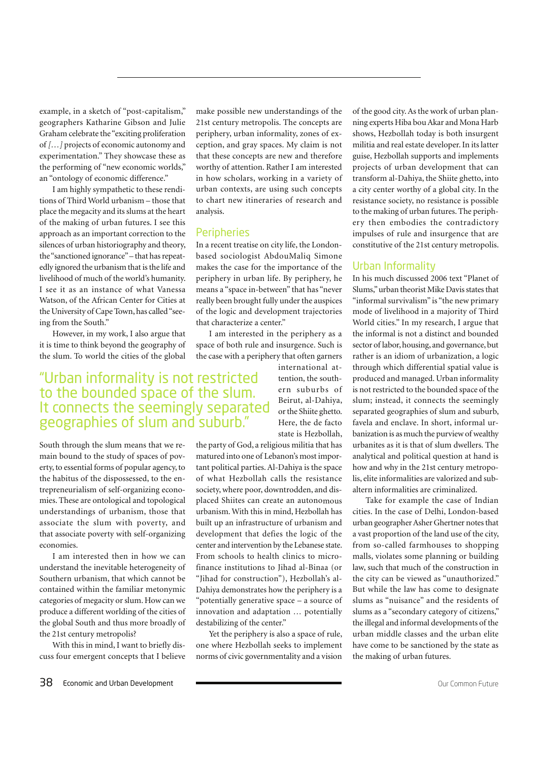example, in a sketch of "post-capitalism," geographers Katharine Gibson and Julie Graham celebrate the "exciting proliferation of *[...]* projects of economic autonomy and experimentation." They showcase these as the performing of "new economic worlds," an "ontology of economic difference."

I am highly sympathetic to these renditions of Third World urbanism – those that place the megacity and its slums at the heart of the making of urban futures. I see this approach as an important correction to the silences of urban historiography and theory, the "sanctioned ignorance" – that has repeatedly ignored the urbanism that is the life and livelihood of much of the world's humanity. I see it as an instance of what Vanessa Watson, of the African Center for Cities at the University of Cape Town, has called "seeing from the South."

However, in my work, I also argue that it is time to think beyond the geography of the slum. To world the cities of the global South through the slum means that we remain bound to the study of spaces of poverty, to essential forms of popular agency, to the habitus of the dispossessed, to the entrepreneurialism of self-organizing economies. These are ontological and topological understandings of urbanism, those that associate the slum with poverty, and that associate poverty with self-organizing economies.

I am interested then in how we can understand the inevitable heterogeneity of Southern urbanism, that which cannot be contained within the familiar metonymic categories of megacity or slum. How can we produce a different worlding of the cities of the global South and thus more broadly of the 21st century metropolis?

With this in mind, I want to briefly discuss four emergent concepts that I believe make possible new understandings of the 21st century metropolis. The concepts are periphery, urban informality, zones of exception, and gray spaces. My claim is not that these concepts are new and therefore worthy of attention. Rather I am interested in how scholars, working in a variety of urban contexts, are using such concepts to chart new itineraries of research and analysis.

## Peripheries

In a recent treatise on city life, the London-based sociologist AbdouMaliq Simone makes the case for the importance of the periphery in urban life. By periphery, he means a "space in-between" that has "never really been brought fully under the auspices of the logic and development trajectories that characterize a center."

I am interested in the periphery as a space of both rule and insurgence. Such is the case with a periphery that often garners international attention, the southern suburbs of Beirut, al-Dahiya, or the Shiite ghetto. Here, the de facto state is Hezbollah, the party of God, a religious militia that has matured into one of Lebanon's most important political parties. Al-Dahiya is the space of what Hezbollah calls the resistance society, where poor, downtrodden, and displaced Shiites can create an autonomous urbanism. With this in mind, Hezbollah has built up an infrastructure of urbanism and development that defies the logic of the center and intervention by the Lebanese state. From schools to health clinics to microfinance institutions to Jihad al-Binaa (or "Jihad for construction"), Hezbollah's al-Dahiya demonstrates how the periphery is a "potentially generative space – a source of innovation and adaptation ... potentially destabilizing of the center."

Yet the periphery is also a space of rule, one where Hezbollah seeks to implement norms of civic governmentality and a vision of the good city. As the work of urban planning experts Hiba bou Akar and Mona Harb shows, Hezbollah today is both insurgent militia and real estate developer. In its latter guise, Hezbollah supports and implements projects of urban development that can transform al-Dahiya, the Shiite ghetto, into a city center worthy of a global city. In the resistance society, no resistance is possible to the making of urban futures. The periphery then embodies the contradictory impulses of rule and insurgence that are constitutive of the 21st century metropolis.

> "Urban informality is not restricted to the bounded space of the slum. It connects the seemingly separated geographies of slum and suburb."

## Urban Informality

In his much discussed 2006 text "Planet of Slums," urban theorist Mike Davis states that "informal survivalism" is "the new primary mode of livelihood in a majority of Third World cities." In my research, I argue that the informal is not a distinct and bounded sector of labor, housing, and governance, but rather is an idiom of urbanization, a logic through which differential spatial value is produced and managed. Urban informality is not restricted to the bounded space of the slum; instead, it connects the seemingly separated geographies of slum and suburb, favela and enclave. In short, informal urbanization is as much the purview of wealthy urbanites as it is that of slum dwellers. The analytical and political question at hand is how and why in the 21st century metropolis, elite informalities are valorized and subaltern informalities are criminalized.

Take for example the case of Indian cities. In the case of Delhi, London-based urban geographer Asher Ghertner notes that a vast proportion of the land use of the city, from so-called farmhouses to shopping malls, violates some planning or building law, such that much of the construction in the city can be viewed as "unauthorized." But while the law has come to designate slums as "nuisance" and the residents of slums as a "secondary category of citizens," the illegal and informal developments of the urban middle classes and the urban elite have come to be sanctioned by the state as the making of urban futures.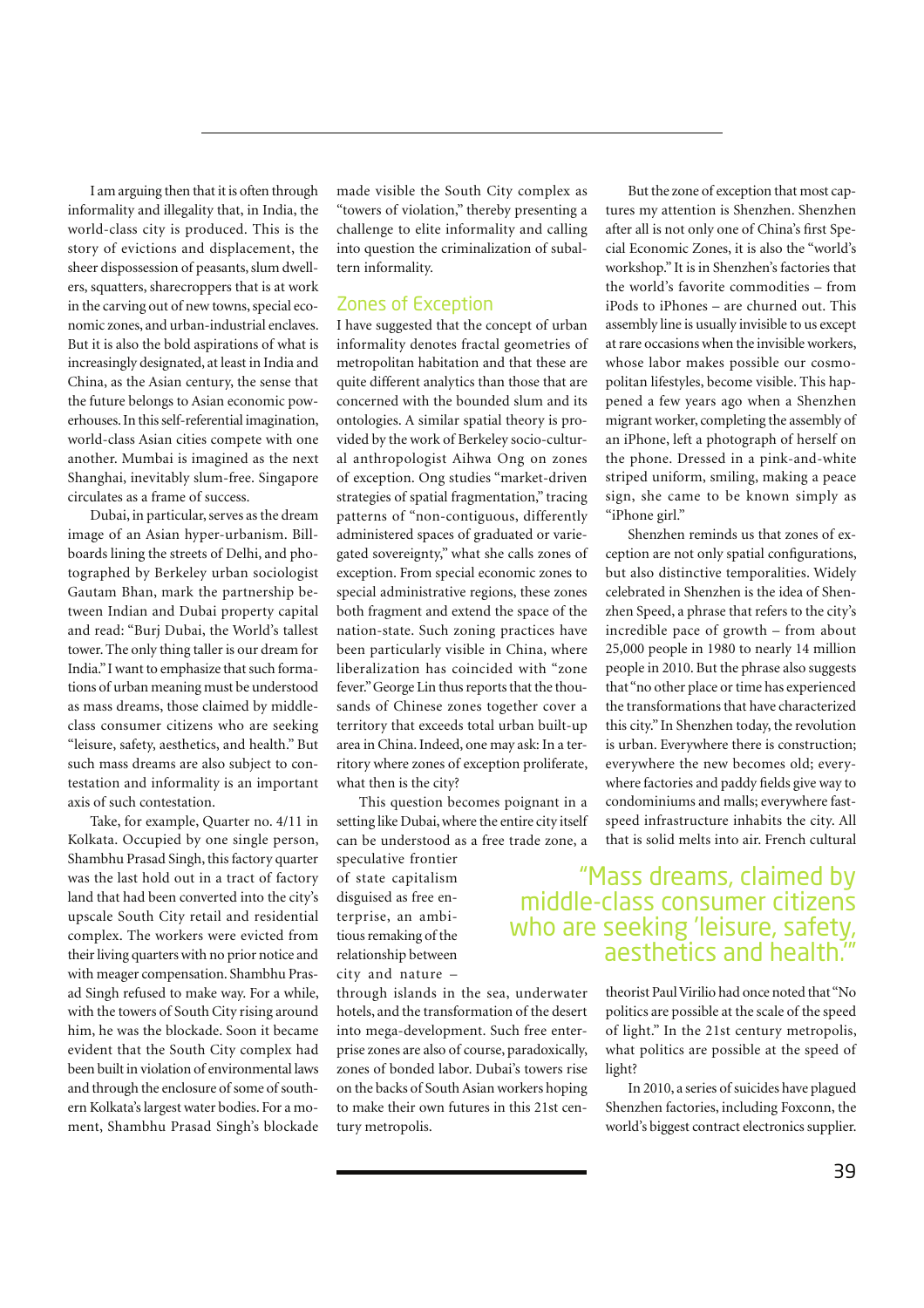I am arguing then that it is often through informality and illegality that, in India, the world-class city is produced. This is the story of evictions and displacement, the sheer dispossession of peasants, slum dwellers, squatters, sharecroppers that is at work in the carving out of new towns, special economic zones, and urban-industrial enclaves. But it is also the bold aspirations of what is increasingly designated, at least in India and China, as the Asian century, the sense that the future belongs to Asian economic powerhouses. In this self-referential imagination, world-class Asian cities compete with one another. Mumbai is imagined as the next Shanghai, inevitably slum-free. Singapore circulates as a frame of success.

Dubai, in particular, serves as the dream image of an Asian hyper-urbanism. Billboards lining the streets of Delhi, and photographed by Berkeley urban sociologist Gautam Bhan, mark the partnership between Indian and Dubai property capital and read: "Burj Dubai, the World's tallest tower. The only thing taller is our dream for India." I want to emphasize that such formations of urban meaning must be understood as mass dreams, those claimed by middle-class consumer citizens who are seeking "leisure, safety, aesthetics, and health." But such mass dreams are also subject to contestation and informality is an important axis of such contestation.

Take, for example, Quarter no. 4/11 in Kolkata. Occupied by one single person, Shambhu Prasad Singh, this factory quarter was the last hold out in a tract of factory land that had been converted into the city's upscale South City retail and residential complex. The workers were evicted from their living quarters with no prior notice and with meager compensation. Shambhu Prasad Singh refused to make way. For a while, with the towers of South City rising around him, he was the blockade. Soon it became evident that the South City complex had been built in violation of environmental laws and through the enclosure of some of southern Kolkata's largest water bodies. For a moment, Shambhu Prasad Singh's blockade made visible the South City complex as "towers of violation," thereby presenting a challenge to elite informality and calling into question the criminalization of subaltern informality.

## Zones of Exception

I have suggested that the concept of urban informality denotes fractal geometries of metropolitan habitation and that these are quite different analytics than those that are concerned with the bounded slum and its ontologies. A similar spatial theory is provided by the work of Berkeley socio-cultural anthropologist Aihwa Ong on zones of exception. Ong studies "market-driven strategies of spatial fragmentation," tracing patterns of "non-contiguous, differently administered spaces of graduated or variegated sovereignty," what she calls zones of exception. From special economic zones to special administrative regions, these zones both fragment and extend the space of the nation-state. Such zoning practices have been particularly visible in China, where liberalization has coincided with "zone fever." George Lin thus reports that the thousands of Chinese zones together cover a territory that exceeds total urban built-up area in China. Indeed, one may ask: In a territory where zones of exception proliferate, what then is the city?

This question becomes poignant in a setting like Dubai, where the entire city itself can be understood as a free trade zone, a speculative frontier of state capitalism disguised as free enterprise, an ambitious remaking of the relationship between city and nature – through islands in the sea, underwater hotels, and the transformation of the desert into mega-development. Such free enterprise zones are also of course, paradoxically, zones of bonded labor. Dubai's towers rise on the backs of South Asian workers hoping to make their own futures in this 21st century metropolis.

But the zone of exception that most captures my attention is Shenzhen. Shenzhen after all is not only one of China's first Special Economic Zones, it is also the "world's workshop." It is in Shenzhen's factories that the world's favorite commodities – from iPods to iPhones – are churned out. This assembly line is usually invisible to us except at rare occasions when the invisible workers, whose labor makes possible our cosmopolitan lifestyles, become visible. This happened a few years ago when a Shenzhen migrant worker, completing the assembly of an iPhone, left a photograph of herself on the phone. Dressed in a pink-and-white striped uniform, smiling, making a peace sign, she came to be known simply as "iPhone girl."

Shenzhen reminds us that zones of exception are not only spatial configurations, but also distinctive temporalities. Widely celebrated in Shenzhen is the idea of Shenzhen Speed, a phrase that refers to the city's incredible pace of growth – from about 25,000 people in 1980 to nearly 14 million people in 2010. But the phrase also suggests that "no other place or time has experienced the transformations that have characterized this city." In Shenzhen today, the revolution is urban. Everywhere there is construction; everywhere the new becomes old; everywhere factories and paddy fields give way to condominiums and malls; everywhere fast-speed infrastructure inhabits the city. All that is solid melts into air. French cultural theorist Paul Virilio had once noted that "No politics are possible at the scale of the speed of light." In the 21st century metropolis, what politics are possible at the speed of light?

> "Mass dreams, claimed by middle-class consumer citizens who are seeking 'leisure, safety, aesthetics and health.'"

In 2010, a series of suicides have plagued Shenzhen factories, including Foxconn, the world's biggest contract electronics supplier.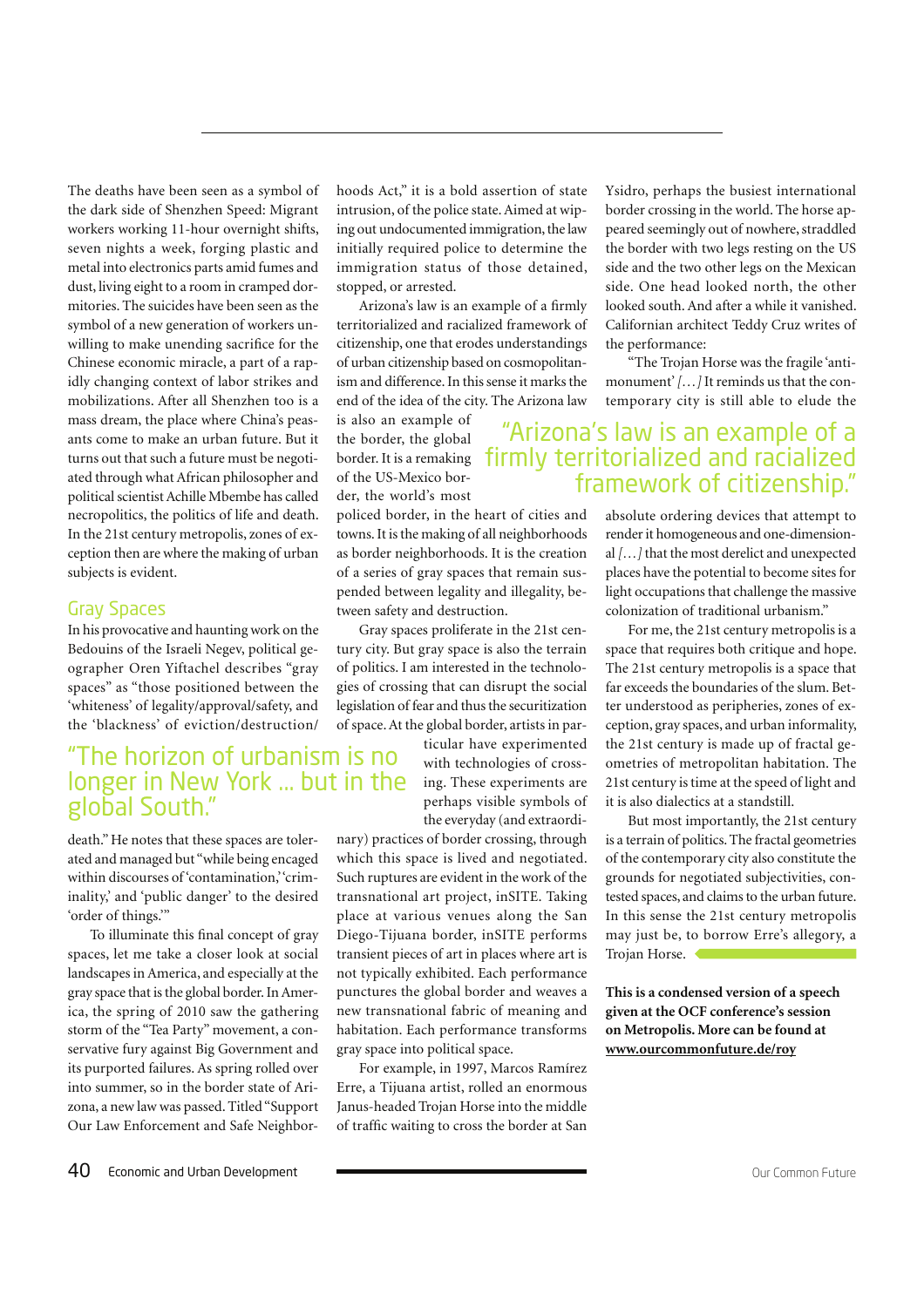The deaths have been seen as a symbol of the dark side of Shenzhen Speed: Migrant workers working 11-hour overnight shifts, seven nights a week, forging plastic and metal into electronics parts amid fumes and dust, living eight to a room in cramped dormitories. The suicides have been seen as the symbol of a new generation of workers unwilling to make unending sacrifice for the Chinese economic miracle, a part of a rapidly changing context of labor strikes and mobilizations. After all Shenzhen too is a mass dream, the place where China's peasants come to make an urban future. But it turns out that such a future must be negotiated through what African philosopher and political scientist Achille Mbembe has called necropolitics, the politics of life and death. In the 21st century metropolis, zones of exception then are where the making of urban subjects is evident.

## Gray Spaces

In his provocative and haunting work on the Bedouins of the Israeli Negev, political geographer Oren Yiftachel describes "gray spaces" as "those positioned between the 'whiteness' of legality/approval/safety, and the 'blackness' of eviction/destruction/death." He notes that these spaces are tolerated and managed but "while being encaged within discourses of 'contamination,' 'criminality,' and 'public danger' to the desired 'order of things.'"

> "The horizon of urbanism is no longer in New York ... but in the global South."

To illuminate this final concept of gray spaces, let me take a closer look at social landscapes in America, and especially at the gray space that is the global border. In America, the spring of 2010 saw the gathering storm of the "Tea Party" movement, a conservative fury against Big Government and its purported failures. As spring rolled over into summer, so in the border state of Arizona, a new law was passed. Titled "Support Our Law Enforcement and Safe Neighborhoods Act," it is a bold assertion of state intrusion, of the police state. Aimed at wiping out undocumented immigration, the law initially required police to determine the immigration status of those detained, stopped, or arrested.

Arizona's law is an example of a firmly territorialized and racialized framework of citizenship, one that erodes understandings of urban citizenship based on cosmopolitanism and difference. In this sense it marks the end of the idea of the city. The Arizona law is also an example of the border, the global border. It is a remaking of the US-Mexico border, the world's most policed border, in the heart of cities and towns. It is the making of all neighborhoods as border neighborhoods. It is the creation of a series of gray spaces that remain suspended between legality and illegality, between safety and destruction.

> "Arizona's law is an example of a firmly territorialized and racialized framework of citizenship."

Gray spaces proliferate in the 21st century city. But gray space is also the terrain of politics. I am interested in the technologies of crossing that can disrupt the social legislation of fear and thus the securitization of space. At the global border, artists in particular have experimented with technologies of crossing. These experiments are perhaps visible symbols of the everyday (and extraordinary) practices of border crossing, through which this space is lived and negotiated. Such ruptures are evident in the work of the transnational art project, inSITE. Taking place at various venues along the San Diego-Tijuana border, inSITE performs transient pieces of art in places where art is not typically exhibited. Each performance punctures the global border and weaves a new transnational fabric of meaning and habitation. Each performance transforms gray space into political space.

For example, in 1997, Marcos Ramírez Erre, a Tijuana artist, rolled an enormous Janus-headed Trojan Horse into the middle of traffic waiting to cross the border at San Ysidro, perhaps the busiest international border crossing in the world. The horse appeared seemingly out of nowhere, straddled the border with two legs resting on the US side and the two other legs on the Mexican side. One head looked north, the other looked south. And after a while it vanished. Californian architect Teddy Cruz writes of the performance:

"The Trojan Horse was the fragile 'anti-monument' *[...]* It reminds us that the contemporary city is still able to elude the absolute ordering devices that attempt to render it homogeneous and one-dimensional *[...]* that the most derelict and unexpected places have the potential to become sites for light occupations that challenge the massive colonization of traditional urbanism."

For me, the 21st century metropolis is a space that requires both critique and hope. The 21st century metropolis is a space that far exceeds the boundaries of the slum. Better understood as peripheries, zones of exception, gray spaces, and urban informality, the 21st century is made up of fractal geometries of metropolitan habitation. The 21st century is time at the speed of light and it is also dialectics at a standstill.

But most importantly, the 21st century is a terrain of politics. The fractal geometries of the contemporary city also constitute the grounds for negotiated subjectivities, contested spaces, and claims to the urban future. In this sense the 21st century metropolis may just be, to borrow Erre's allegory, a Trojan Horse.

**This is a condensed version of a speech given at the OCF conference's session on Metropolis. More can be found at www.ourcommonfuture.de/roy**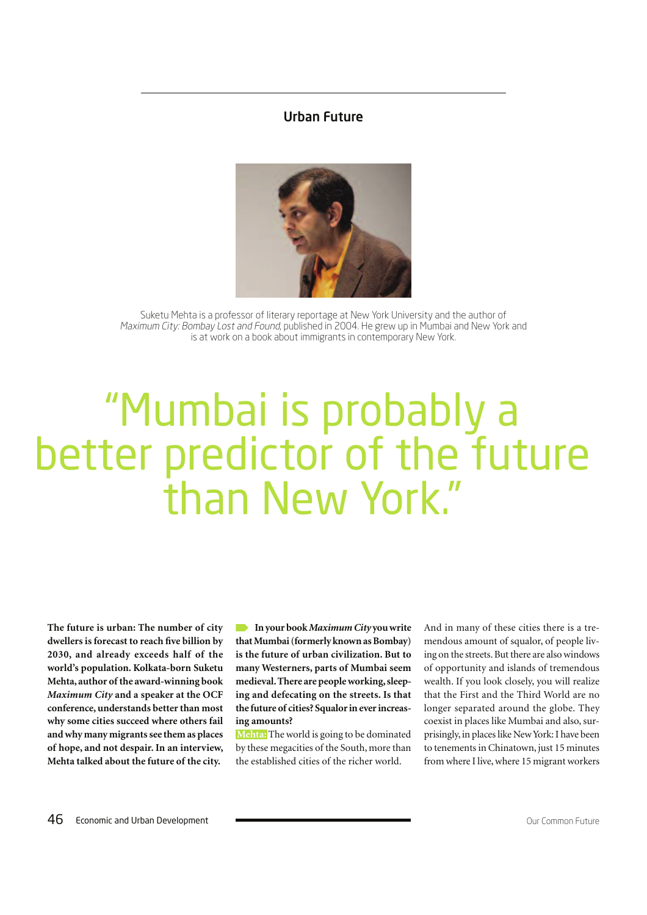## Urban Future

Suketu Mehta is a professor of literary reportage at New York University and the author of *Maximum City: Bombay Lost and Found*, published in 2004. He grew up in Mumbai and New York and is at work on a book about immigrants in contemporary New York.

# "Mumbai is probably a better predictor of the future than New York."

**The future is urban: The number of city dwellers is forecast to reach five billion by 2030, and already exceeds half of the world's population. Kolkata-born Suketu Mehta, author of the award-winning book *Maximum City* and a speaker at the OCF conference, understands better than most why some cities succeed where others fail and why many migrants see them as places of hope, and not despair. In an interview, Mehta talked about the future of the city.**

**In your book *Maximum City* you write that Mumbai (formerly known as Bombay) is the future of urban civilization. But to many Westerners, parts of Mumbai seem medieval. There are people working, sleeping and defecating on the streets. Is that the future of cities? Squalor in ever increasing amounts?**

**Mehta:** The world is going to be dominated by these megacities of the South, more than the established cities of the richer world. And in many of these cities there is a tremendous amount of squalor, of people living on the streets. But there are also windows of opportunity and islands of tremendous wealth. If you look closely, you will realize that the First and the Third World are no longer separated around the globe. They coexist in places like Mumbai and also, surprisingly, in places like New York: I have been to tenements in Chinatown, just 15 minutes from where I live, where 15 migrant workers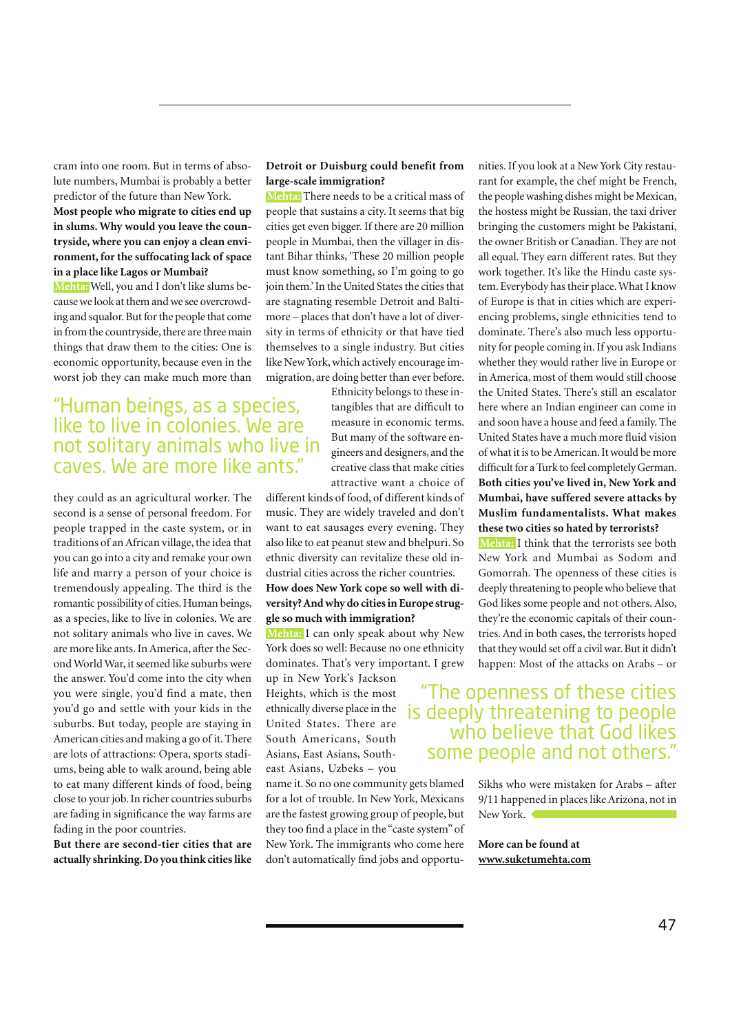cram into one room. But in terms of absolute numbers, Mumbai is probably a better predictor of the future than New York.

**Most people who migrate to cities end up in slums. Why would you leave the countryside, where you can enjoy a clean environment, for the suffocating lack of space in a place like Lagos or Mumbai?**

**Mehta:** Well, you and I don't like slums because we look at them and we see overcrowding and squalor. But for the people that come in from the countryside, there are three main things that draw them to the cities: One is economic opportunity, because even in the worst job they can make much more than they could as an agricultural worker. The second is a sense of personal freedom. For people trapped in the caste system, or in traditions of an African village, the idea that you can go into a city and remake your own life and marry a person of your choice is tremendously appealing. The third is the romantic possibility of cities. Human beings, as a species, like to live in colonies. We are not solitary animals who live in caves. We are more like ants. In America, after the Second World War, it seemed like suburbs were the answer. You'd come into the city when you were single, you'd find a mate, then you'd go and settle with your kids in the suburbs. But today, people are staying in American cities and making a go of it. There are lots of attractions: Opera, sports stadiums, being able to walk around, being able to eat many different kinds of food, being close to your job. In richer countries suburbs are fading in significance the way farms are fading in the poor countries.

> "Human beings, as a species, like to live in colonies. We are not solitary animals who live in caves. We are more like ants."

**But there are second-tier cities that are actually shrinking. Do you think cities like Detroit or Duisburg could benefit from large-scale immigration?**

**Mehta:** There needs to be a critical mass of people that sustains a city. It seems that big cities get even bigger. If there are 20 million people in Mumbai, then the villager in distant Bihar thinks, 'These 20 million people must know something, so I'm going to go join them.' In the United States the cities that are stagnating resemble Detroit and Baltimore – places that don't have a lot of diversity in terms of ethnicity or that have tied themselves to a single industry. But cities like New York, which actively encourage immigration, are doing better than ever before. Ethnicity belongs to these intangibles that are difficult to measure in economic terms. But many of the software engineers and designers, and the creative class that make cities attractive want a choice of different kinds of food, of different kinds of music. They are widely traveled and don't want to eat sausages every evening. They also like to eat peanut stew and bhelpuri. So ethnic diversity can revitalize these old industrial cities across the richer countries.

**How does New York cope so well with diversity? And why do cities in Europe struggle so much with immigration?**

**Mehta:** I can only speak about why New York does so well: Because no one ethnicity dominates. That's very important. I grew up in New York's Jackson Heights, which is the most ethnically diverse place in the United States. There are South Americans, South Asians, East Asians, Southeast Asians, Uzbeks – you name it. So no one community gets blamed for a lot of trouble. In New York, Mexicans are the fastest growing group of people, but they too find a place in the "caste system" of New York. The immigrants who come here don't automatically find jobs and opportunities. If you look at a New York City restaurant for example, the chef might be French, the people washing dishes might be Mexican, the hostess might be Russian, the taxi driver bringing the customers might be Pakistani, the owner British or Canadian. They are not all equal. They earn different rates. But they work together. It's like the Hindu caste system. Everybody has their place. What I know of Europe is that in cities which are experiencing problems, single ethnicities tend to dominate. There's also much less opportunity for people coming in. If you ask Indians whether they would rather live in Europe or in America, most of them would still choose the United States. There's still an escalator here where an Indian engineer can come in and soon have a house and feed a family. The United States have a much more fluid vision of what it is to be American. It would be more difficult for a Turk to feel completely German.

**Both cities you've lived in, New York and Mumbai, have suffered severe attacks by Muslim fundamentalists. What makes these two cities so hated by terrorists?**

**Mehta:** I think that the terrorists see both New York and Mumbai as Sodom and Gomorrah. The openness of these cities is deeply threatening to people who believe that God likes some people and not others. Also, they're the economic capitals of their countries. And in both cases, the terrorists hoped that they would set off a civil war. But it didn't happen: Most of the attacks on Arabs – or Sikhs who were mistaken for Arabs – after 9/11 happened in places like Arizona, not in New York.

> "The openness of these cities is deeply threatening to people who believe that God likes some people and not others."

**More can be found at www.suketumehta.com**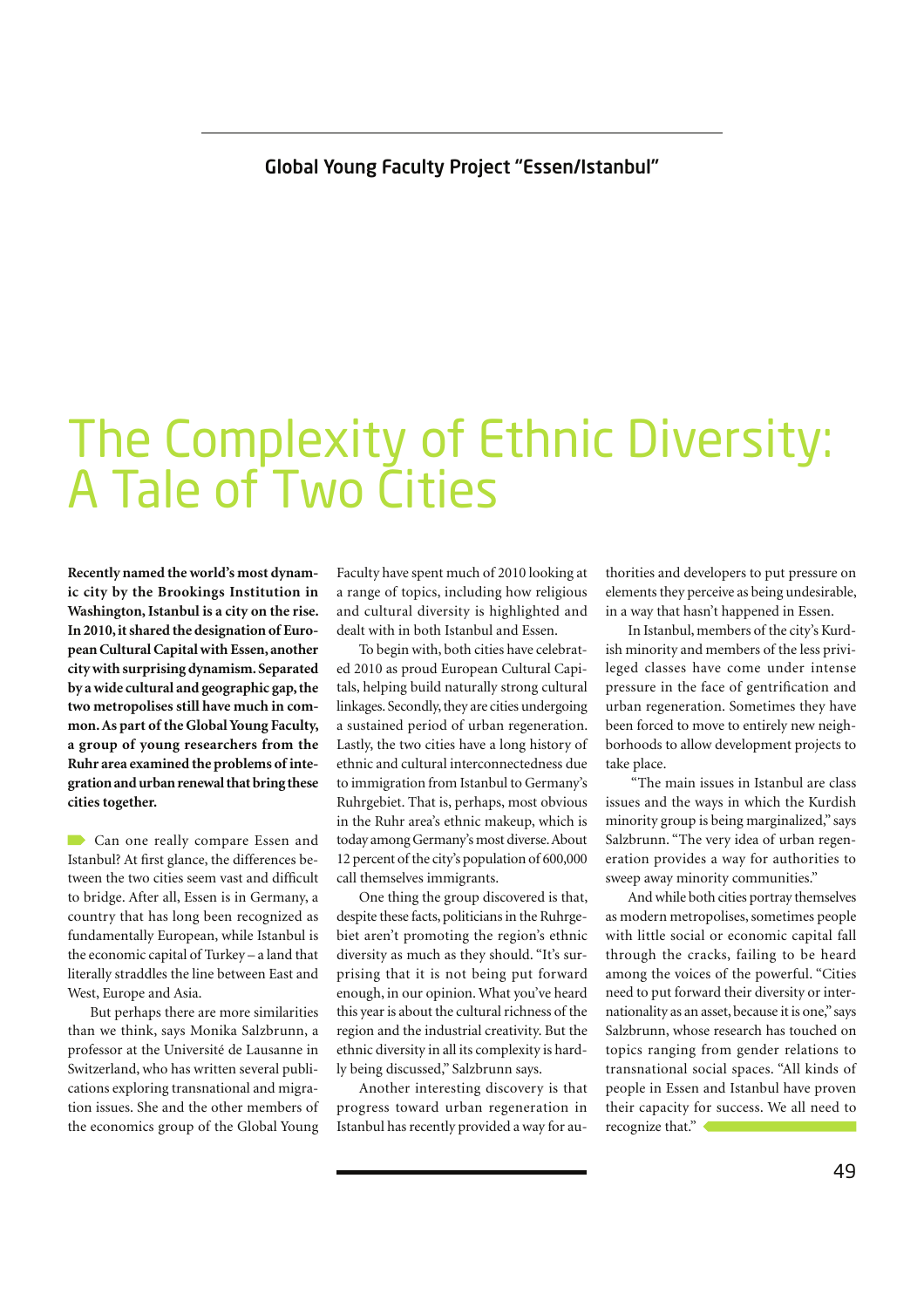Global Young Faculty Project "Essen/Istanbul"

# The Complexity of Ethnic Diversity: A Tale of Two Cities

**Recently named the world's most dynamic city by the Brookings Institution in Washington, Istanbul is a city on the rise. In 2010, it shared the designation of European Cultural Capital with Essen, another city with surprising dynamism. Separated by a wide cultural and geographic gap, the two metropolises still have much in common. As part of the Global Young Faculty, a group of young researchers from the Ruhr area examined the problems of integration and urban renewal that bring these cities together.**

Can one really compare Essen and Istanbul? At first glance, the differences between the two cities seem vast and difficult to bridge. After all, Essen is in Germany, a country that has long been recognized as fundamentally European, while Istanbul is the economic capital of Turkey – a land that literally straddles the line between East and West, Europe and Asia.

But perhaps there are more similarities than we think, says Monika Salzbrunn, a professor at the Université de Lausanne in Switzerland, who has written several publications exploring transnational and migration issues. She and the other members of the economics group of the Global Young Faculty have spent much of 2010 looking at a range of topics, including how religious and cultural diversity is highlighted and dealt with in both Istanbul and Essen.

To begin with, both cities have celebrated 2010 as proud European Cultural Capitals, helping build naturally strong cultural linkages. Secondly, they are cities undergoing a sustained period of urban regeneration. Lastly, the two cities have a long history of ethnic and cultural interconnectedness due to immigration from Istanbul to Germany's Ruhrgebiet. That is, perhaps, most obvious in the Ruhr area's ethnic makeup, which is today among Germany's most diverse. About 12 percent of the city's population of 600,000 call themselves immigrants.

One thing the group discovered is that, despite these facts, politicians in the Ruhrgebiet aren't promoting the region's ethnic diversity as much as they should. "It's surprising that it is not being put forward enough, in our opinion. What you've heard this year is about the cultural richness of the region and the industrial creativity. But the ethnic diversity in all its complexity is hardly being discussed," Salzbrunn says.

Another interesting discovery is that progress toward urban regeneration in Istanbul has recently provided a way for authorities and developers to put pressure on elements they perceive as being undesirable, in a way that hasn't happened in Essen.

In Istanbul, members of the city's Kurdish minority and members of the less privileged classes have come under intense pressure in the face of gentrification and urban regeneration. Sometimes they have been forced to move to entirely new neighborhoods to allow development projects to take place.

"The main issues in Istanbul are class issues and the ways in which the Kurdish minority group is being marginalized," says Salzbrunn. "The very idea of urban regeneration provides a way for authorities to sweep away minority communities."

And while both cities portray themselves as modern metropolises, sometimes people with little social or economic capital fall through the cracks, failing to be heard among the voices of the powerful. "Cities need to put forward their diversity or internationality as an asset, because it is one," says Salzbrunn, whose research has touched on topics ranging from gender relations to transnational social spaces. "All kinds of people in Essen and Istanbul have proven their capacity for success. We all need to recognize that."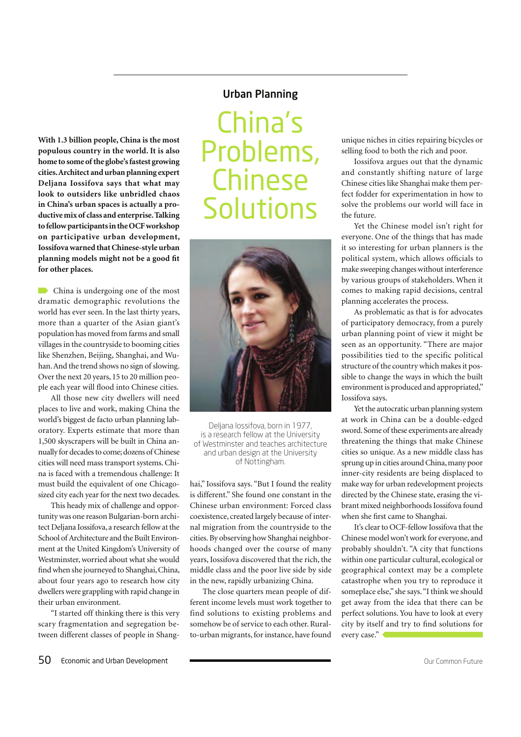## Urban Planning

# China's Problems, Chinese Solutions

**With 1.3 billion people, China is the most populous country in the world. It is also home to some of the globe's fastest growing cities. Architect and urban planning expert Deljana Iossifova says that what may look to outsiders like unbridled chaos in China's urban spaces is actually a productive mix of class and enterprise. Talking to fellow participants in the OCF workshop on participative urban development, Iossifova warned that Chinese-style urban planning models might not be a good fit for other places.**

China is undergoing one of the most dramatic demographic revolutions the world has ever seen. In the last thirty years, more than a quarter of the Asian giant's population has moved from farms and small villages in the countryside to booming cities like Shenzhen, Beijing, Shanghai, and Wuhan. And the trend shows no sign of slowing. Over the next 20 years, 15 to 20 million people each year will flood into Chinese cities.

All those new city dwellers will need places to live and work, making China the world's biggest de facto urban planning laboratory. Experts estimate that more than 1,500 skyscrapers will be built in China annually for decades to come; dozens of Chinese cities will need mass transport systems. China is faced with a tremendous challenge: It must build the equivalent of one Chicago-sized city each year for the next two decades.

This heady mix of challenge and opportunity was one reason Bulgarian-born architect Deljana Iossifova, a research fellow at the School of Architecture and the Built Environment at the United Kingdom's University of Westminster, worried about what she would find when she journeyed to Shanghai, China, about four years ago to research how city dwellers were grappling with rapid change in their urban environment.

"I started off thinking there is this very scary fragmentation and segregation between different classes of people in Shanghai," Iossifova says. "But I found the reality is different." She found one constant in the Chinese urban environment: Forced class coexistence, created largely because of internal migration from the countryside to the cities. By observing how Shanghai neighborhoods changed over the course of many years, Iossifova discovered that the rich, the middle class and the poor live side by side in the new, rapidly urbanizing China.

Deljana Iossifova, born in 1977, is a research fellow at the University of Westminster and teaches architecture and urban design at the University of Nottingham.

The close quarters mean people of different income levels must work together to find solutions to existing problems and somehow be of service to each other. Rural-to-urban migrants, for instance, have found unique niches in cities repairing bicycles or selling food to both the rich and poor.

Iossifova argues out that the dynamic and constantly shifting nature of large Chinese cities like Shanghai make them perfect fodder for experimentation in how to solve the problems our world will face in the future.

Yet the Chinese model isn't right for everyone. One of the things that has made it so interesting for urban planners is the political system, which allows officials to make sweeping changes without interference by various groups of stakeholders. When it comes to making rapid decisions, central planning accelerates the process.

As problematic as that is for advocates of participatory democracy, from a purely urban planning point of view it might be seen as an opportunity. "There are major possibilities tied to the specific political structure of the country which makes it possible to change the ways in which the built environment is produced and appropriated," Iossifova says.

Yet the autocratic urban planning system at work in China can be a double-edged sword. Some of these experiments are already threatening the things that make Chinese cities so unique. As a new middle class has sprung up in cities around China, many poor inner-city residents are being displaced to make way for urban redevelopment projects directed by the Chinese state, erasing the vibrant mixed neighborhoods Iossifova found when she first came to Shanghai.

It's clear to OCF-fellow Iossifova that the Chinese model won't work for everyone, and probably shouldn't. "A city that functions within one particular cultural, ecological or geographical context may be a complete catastrophe when you try to reproduce it someplace else," she says. "I think we should get away from the idea that there can be perfect solutions. You have to look at every city by itself and try to find solutions for every case."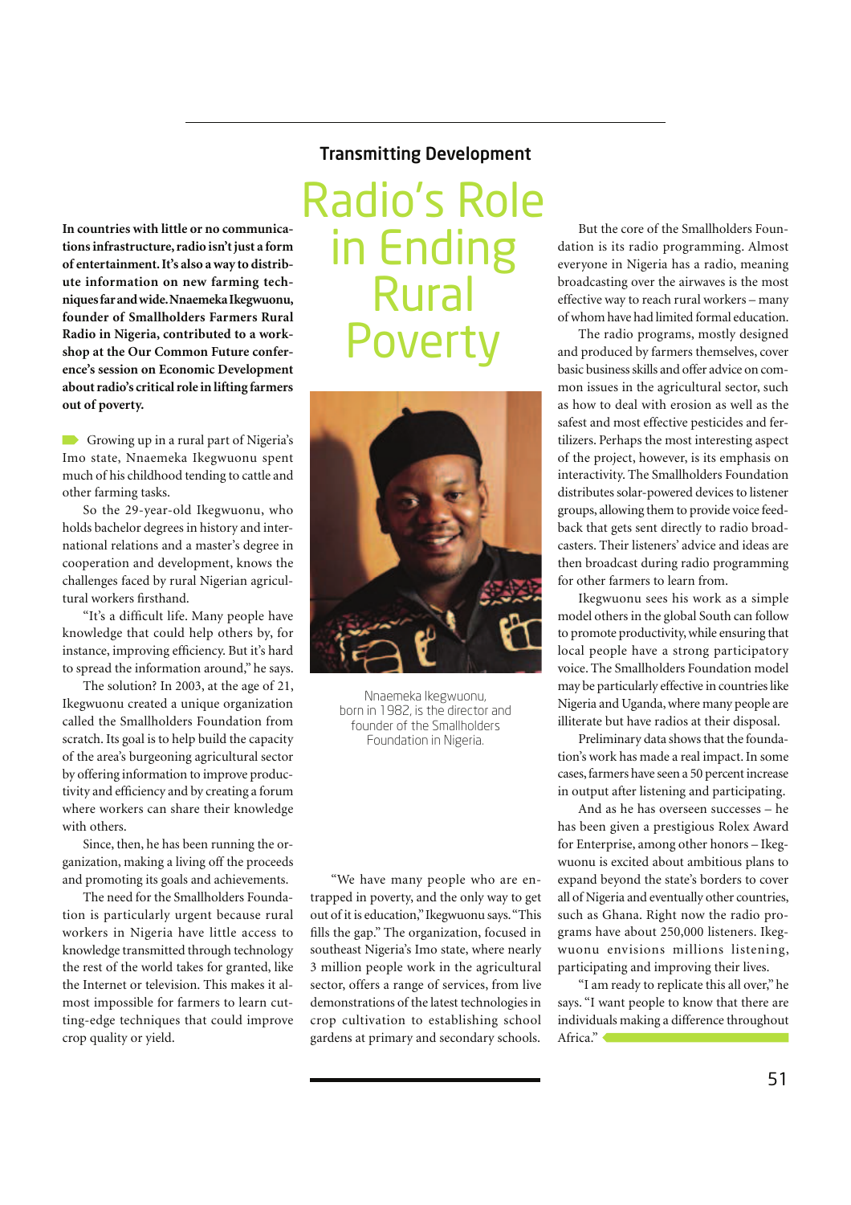## Transmitting Development

# Radio's Role in Ending Rural Poverty

**In countries with little or no communications infrastructure, radio isn't just a form of entertainment. It's also a way to distribute information on new farming techniques far and wide. Nnaemeka Ikegwuonu, founder of Smallholders Farmers Rural Radio in Nigeria, contributed to a workshop at the Our Common Future conference's session on Economic Development about radio's critical role in lifting farmers out of poverty.**

Growing up in a rural part of Nigeria's Imo state, Nnaemeka Ikegwuonu spent much of his childhood tending to cattle and other farming tasks.

So the 29-year-old Ikegwuonu, who holds bachelor degrees in history and international relations and a master's degree in cooperation and development, knows the challenges faced by rural Nigerian agricultural workers firsthand.

"It's a difficult life. Many people have knowledge that could help others by, for instance, improving efficiency. But it's hard to spread the information around," he says.

The solution? In 2003, at the age of 21, Ikegwuonu created a unique organization called the Smallholders Foundation from scratch. Its goal is to help build the capacity of the area's burgeoning agricultural sector by offering information to improve productivity and efficiency and by creating a forum where workers can share their knowledge with others.

Since, then, he has been running the organization, making a living off the proceeds and promoting its goals and achievements.

The need for the Smallholders Foundation is particularly urgent because rural workers in Nigeria have little access to knowledge transmitted through technology the rest of the world takes for granted, like the Internet or television. This makes it almost impossible for farmers to learn cutting-edge techniques that could improve crop quality or yield.

Nnaemeka Ikegwuonu, born in 1982, is the director and founder of the Smallholders Foundation in Nigeria.

"We have many people who are entrapped in poverty, and the only way to get out of it is education," Ikegwuonu says. "This fills the gap." The organization, focused in southeast Nigeria's Imo state, where nearly 3 million people work in the agricultural sector, offers a range of services, from live demonstrations of the latest technologies in crop cultivation to establishing school gardens at primary and secondary schools.

But the core of the Smallholders Foundation is its radio programming. Almost everyone in Nigeria has a radio, meaning broadcasting over the airwaves is the most effective way to reach rural workers – many of whom have had limited formal education.

The radio programs, mostly designed and produced by farmers themselves, cover basic business skills and offer advice on common issues in the agricultural sector, such as how to deal with erosion as well as the safest and most effective pesticides and fertilizers. Perhaps the most interesting aspect of the project, however, is its emphasis on interactivity. The Smallholders Foundation distributes solar-powered devices to listener groups, allowing them to provide voice feedback that gets sent directly to radio broadcasters. Their listeners' advice and ideas are then broadcast during radio programming for other farmers to learn from.

Ikegwuonu sees his work as a simple model others in the global South can follow to promote productivity, while ensuring that local people have a strong participatory voice. The Smallholders Foundation model may be particularly effective in countries like Nigeria and Uganda, where many people are illiterate but have radios at their disposal.

Preliminary data shows that the foundation's work has made a real impact. In some cases, farmers have seen a 50 percent increase in output after listening and participating.

And as he has overseen successes – he has been given a prestigious Rolex Award for Enterprise, among other honors – Ikegwuonu is excited about ambitious plans to expand beyond the state's borders to cover all of Nigeria and eventually other countries, such as Ghana. Right now the radio programs have about 250,000 listeners. Ikegwuonu envisions millions listening, participating and improving their lives.

"I am ready to replicate this all over," he says. "I want people to know that there are individuals making a difference throughout Africa."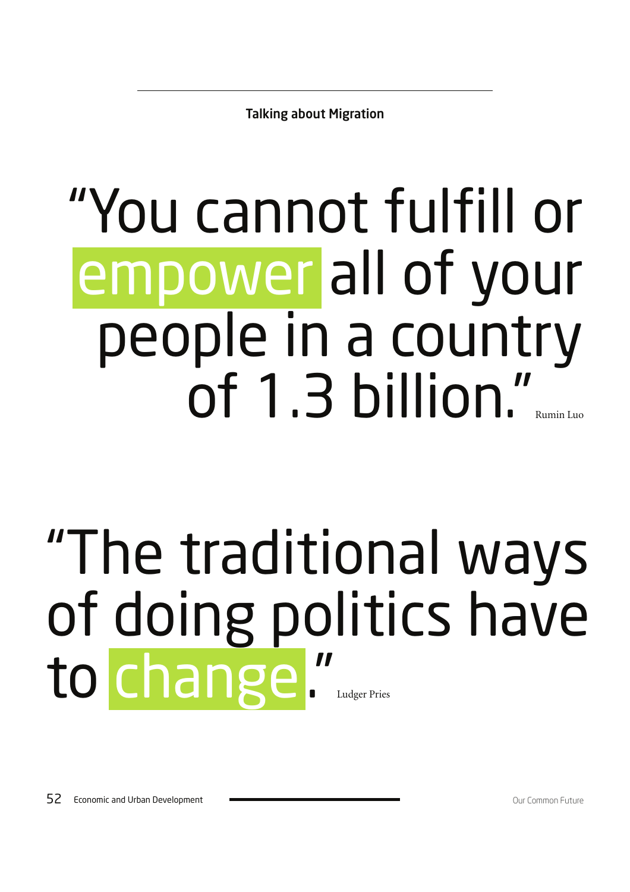**Talking about Migration**

# "You cannot fulfill or empower all of your people in a country of 1.3 billion."

Rumin Luo

# "The traditional ways of doing politics have to change."

Ludger Pries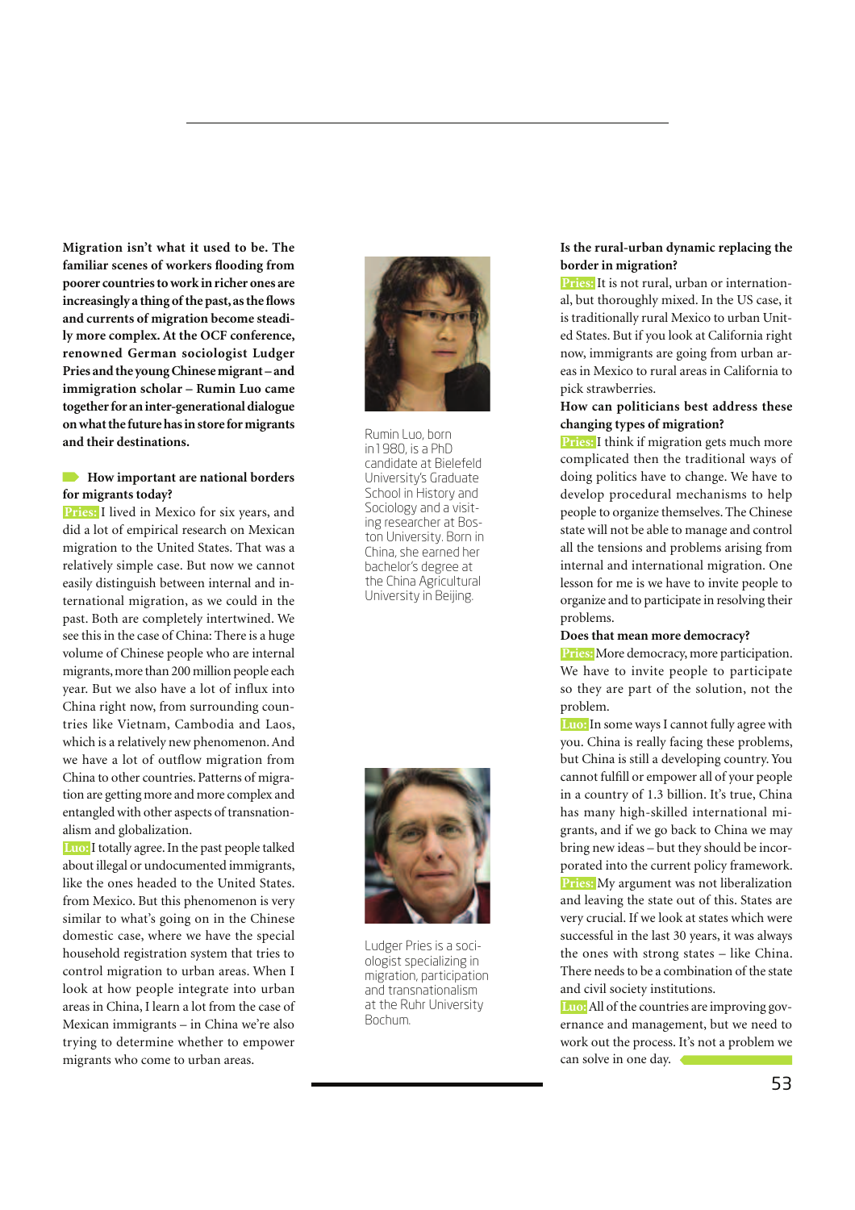**Migration isn't what it used to be. The familiar scenes of workers flooding from poorer countries to work in richer ones are increasingly a thing of the past, as the flows and currents of migration become steadily more complex. At the OCF conference, renowned German sociologist Ludger Pries and the young Chinese migrant – and immigration scholar – Rumin Luo came together for an inter-generational dialogue on what the future has in store for migrants and their destinations.**

**How important are national borders for migrants today?**

**Pries:** I lived in Mexico for six years, and did a lot of empirical research on Mexican migration to the United States. That was a relatively simple case. But now we cannot easily distinguish between internal and international migration, as we could in the past. Both are completely intertwined. We see this in the case of China: There is a huge volume of Chinese people who are internal migrants, more than 200 million people each year. But we also have a lot of influx into China right now, from surrounding countries like Vietnam, Cambodia and Laos, which is a relatively new phenomenon. And we have a lot of outflow migration from China to other countries. Patterns of migration are getting more and more complex and entangled with other aspects of transnationalism and globalization.

**Luo:** I totally agree. In the past people talked about illegal or undocumented immigrants, like the ones headed to the United States from Mexico. But this phenomenon is very similar to what's going on in the Chinese domestic case, where we have the special household registration system that tries to control migration to urban areas. When I look at how people integrate into urban areas in China, I learn a lot from the case of Mexican immigrants – in China we're also trying to determine whether to empower migrants who come to urban areas.

Rumin Luo, born in 1980, is a PhD candidate at Bielefeld University's Graduate School in History and Sociology and a visiting researcher at Boston University. Born in China, she earned her bachelor's degree at the China Agricultural University in Beijing.

Ludger Pries is a sociologist specializing in migration, participation and transnationalism at the Ruhr University Bochum.

**Is the rural-urban dynamic replacing the border in migration?**

**Pries:** It is not rural, urban or international, but thoroughly mixed. In the US case, it is traditionally rural Mexico to urban United States. But if you look at California right now, immigrants are going from urban areas in Mexico to rural areas in California to pick strawberries.

**How can politicians best address these changing types of migration?**

**Pries:** I think if migration gets much more complicated then the traditional ways of doing politics have to change. We have to develop procedural mechanisms to help people to organize themselves. The Chinese state will not be able to manage and control all the tensions and problems arising from internal and international migration. One lesson for me is we have to invite people to organize and to participate in resolving their problems.

**Does that mean more democracy?**

**Pries:** More democracy, more participation. We have to invite people to participate so they are part of the solution, not the problem.

**Luo:** In some ways I cannot fully agree with you. China is really facing these problems, but China is still a developing country. You cannot fulfill or empower all of your people in a country of 1.3 billion. It's true, China has many high-skilled international migrants, and if we go back to China we may bring new ideas – but they should be incorporated into the current policy framework.

**Pries:** My argument was not liberalization and leaving the state out of this. States are very crucial. If we look at states which were successful in the last 30 years, it was always the ones with strong states – like China. There needs to be a combination of the state and civil society institutions.

**Luo:** All of the countries are improving governance and management, but we need to work out the process. It's not a problem we can solve in one day.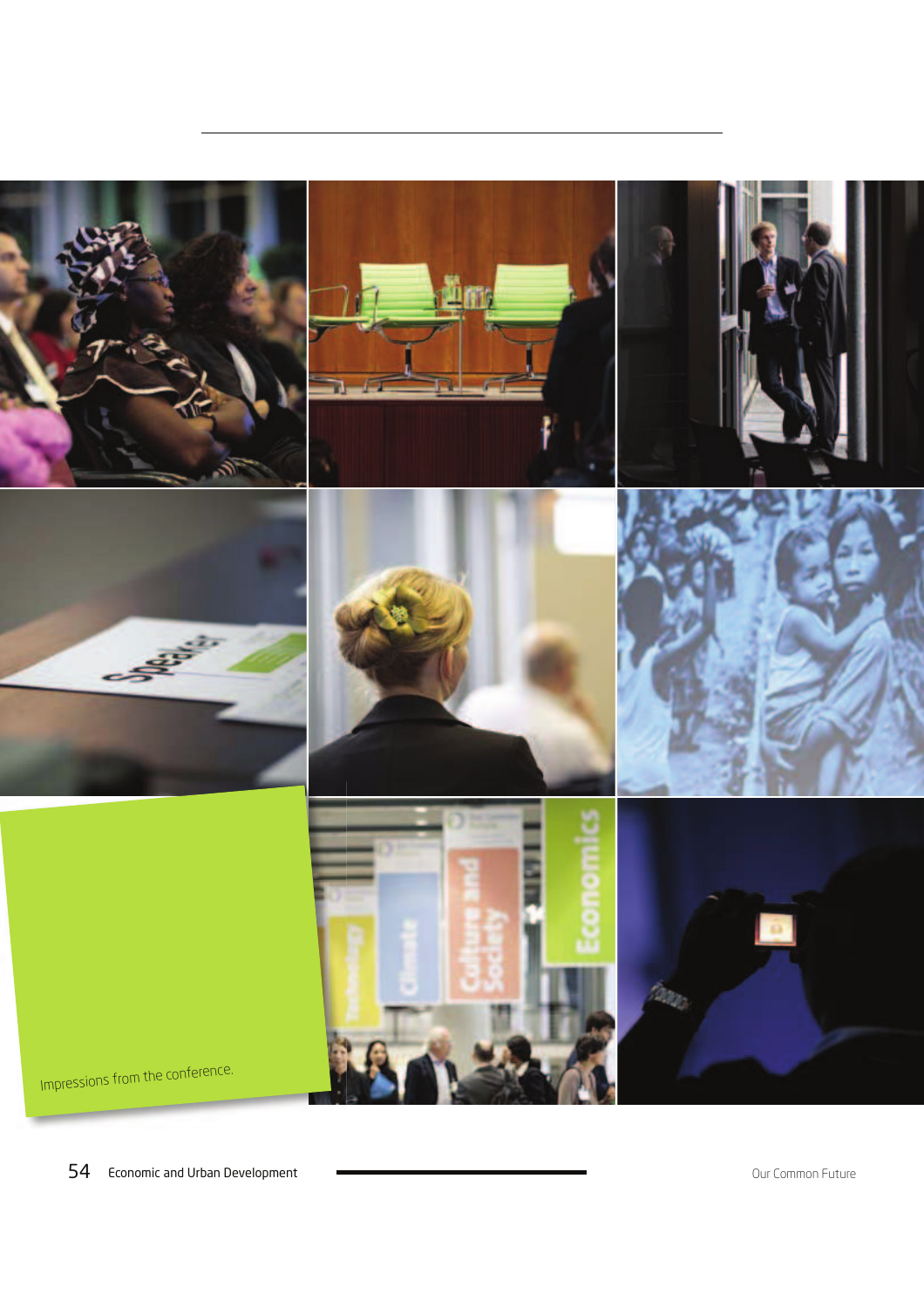Impressions from the conference.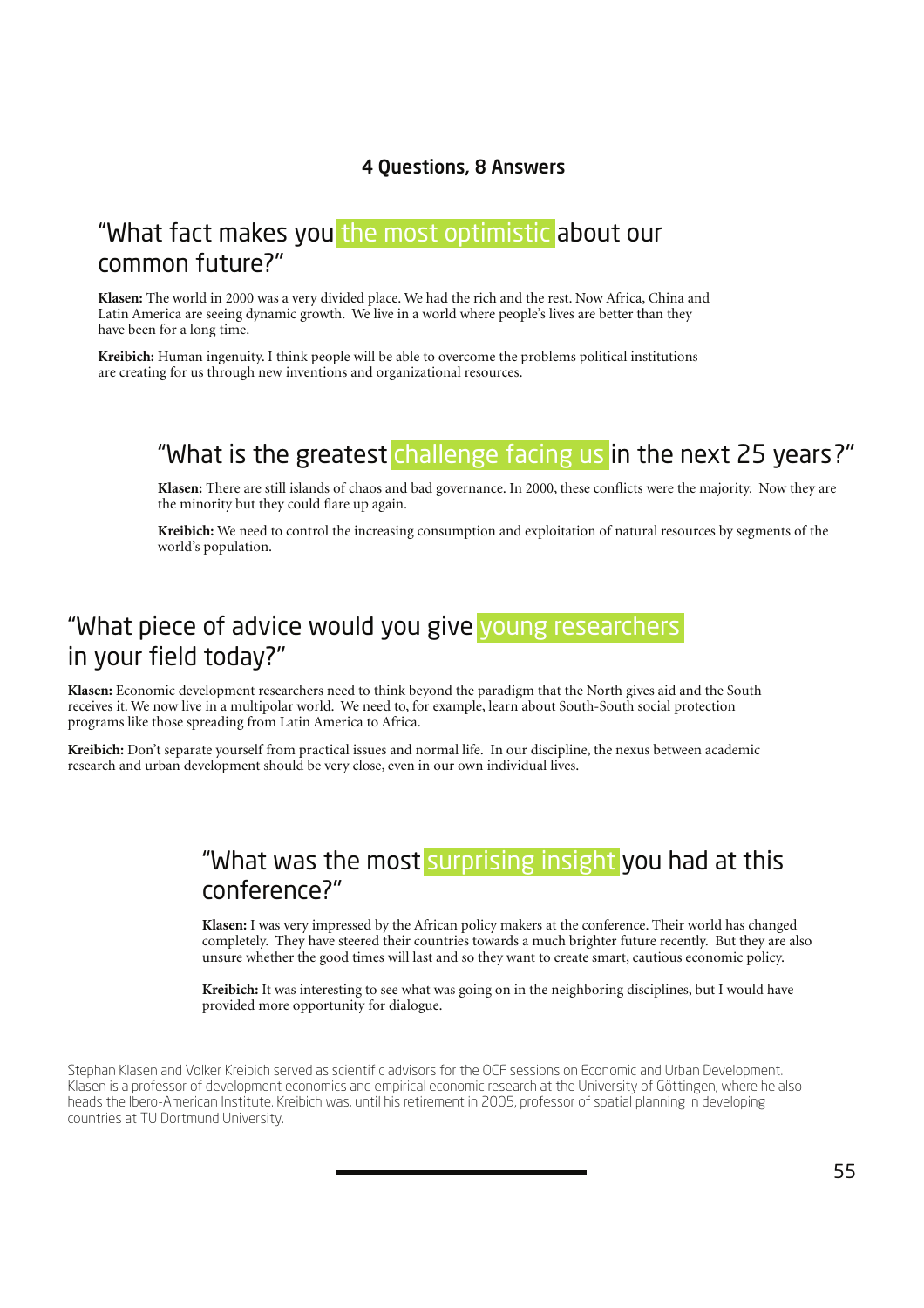## 4 Questions, 8 Answers

### “What fact makes you the most optimistic about our common future?”

**Klasen:** The world in 2000 was a very divided place. We had the rich and the rest. Now Africa, China and Latin America are seeing dynamic growth. We live in a world where people’s lives are better than they have been for a long time.

**Kreibich:** Human ingenuity. I think people will be able to overcome the problems political institutions are creating for us through new inventions and organizational resources.

### “What is the greatest challenge facing us in the next 25 years?”

**Klasen:** There are still islands of chaos and bad governance. In 2000, these conflicts were the majority. Now they are the minority but they could flare up again.

**Kreibich:** We need to control the increasing consumption and exploitation of natural resources by segments of the world’s population.

### “What piece of advice would you give young researchers in your field today?”

**Klasen:** Economic development researchers need to think beyond the paradigm that the North gives aid and the South receives it. We now live in a multipolar world. We need to, for example, learn about South-South social protection programs like those spreading from Latin America to Africa.

**Kreibich:** Don’t separate yourself from practical issues and normal life. In our discipline, the nexus between academic research and urban development should be very close, even in our own individual lives.

### “What was the most surprising insight you had at this conference?”

**Klasen:** I was very impressed by the African policy makers at the conference. Their world has changed completely. They have steered their countries towards a much brighter future recently. But they are also unsure whether the good times will last and so they want to create smart, cautious economic policy.

**Kreibich:** It was interesting to see what was going on in the neighboring disciplines, but I would have provided more opportunity for dialogue.

Stephan Klasen and Volker Kreibich served as scientific advisors for the OCF sessions on Economic and Urban Development. Klasen is a professor of development economics and empirical economic research at the University of Göttingen, where he also heads the Ibero-American Institute. Kreibich was, until his retirement in 2005, professor of spatial planning in developing countries at TU Dortmund University.